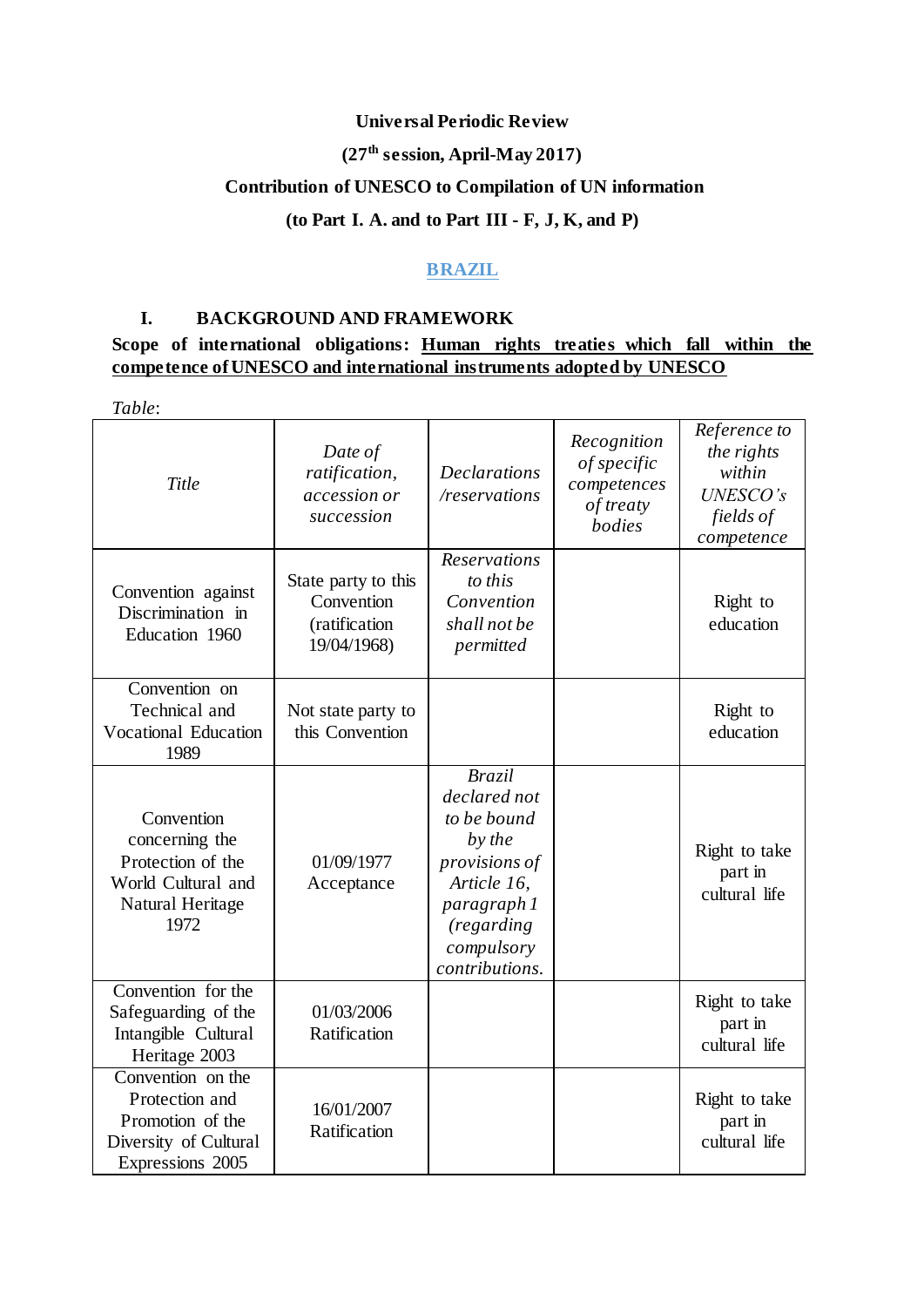**Universal Periodic Review**

**(27th session, April-May 2017)**

**Contribution of UNESCO to Compilation of UN information**

**(to Part I. A. and to Part III - F, J, K, and P)**

**BRAZIL**

## I. BACKGROUND AND FRAMEWORK

**Scope of international obligations: Human rights treaties which fall within the competence of UNESCO and international instruments adopted by UNESCO**

*Table*:

| *Title* | *Date of ratification, accession or succession* | *Declarations /reservations* | *Recognition of specific competences of treaty bodies* | *Reference to the rights within UNESCO's fields of competence* |
|---|---|---|---|---|
| Convention against Discrimination in Education 1960 | State party to this Convention (ratification 19/04/1968) | *Reservations to this Convention shall not be permitted* | | Right to education |
| Convention on Technical and Vocational Education 1989 | Not state party to this Convention | | | Right to education |
| Convention concerning the Protection of the World Cultural and Natural Heritage 1972 | 01/09/1977 Acceptance | *Brazil declared not to be bound by the provisions of Article 16, paragraph 1 (regarding compulsory contributions.* | | Right to take part in cultural life |
| Convention for the Safeguarding of the Intangible Cultural Heritage 2003 | 01/03/2006 Ratification | | | Right to take part in cultural life |
| Convention on the Protection and Promotion of the Diversity of Cultural Expressions 2005 | 16/01/2007 Ratification | | | Right to take part in cultural life |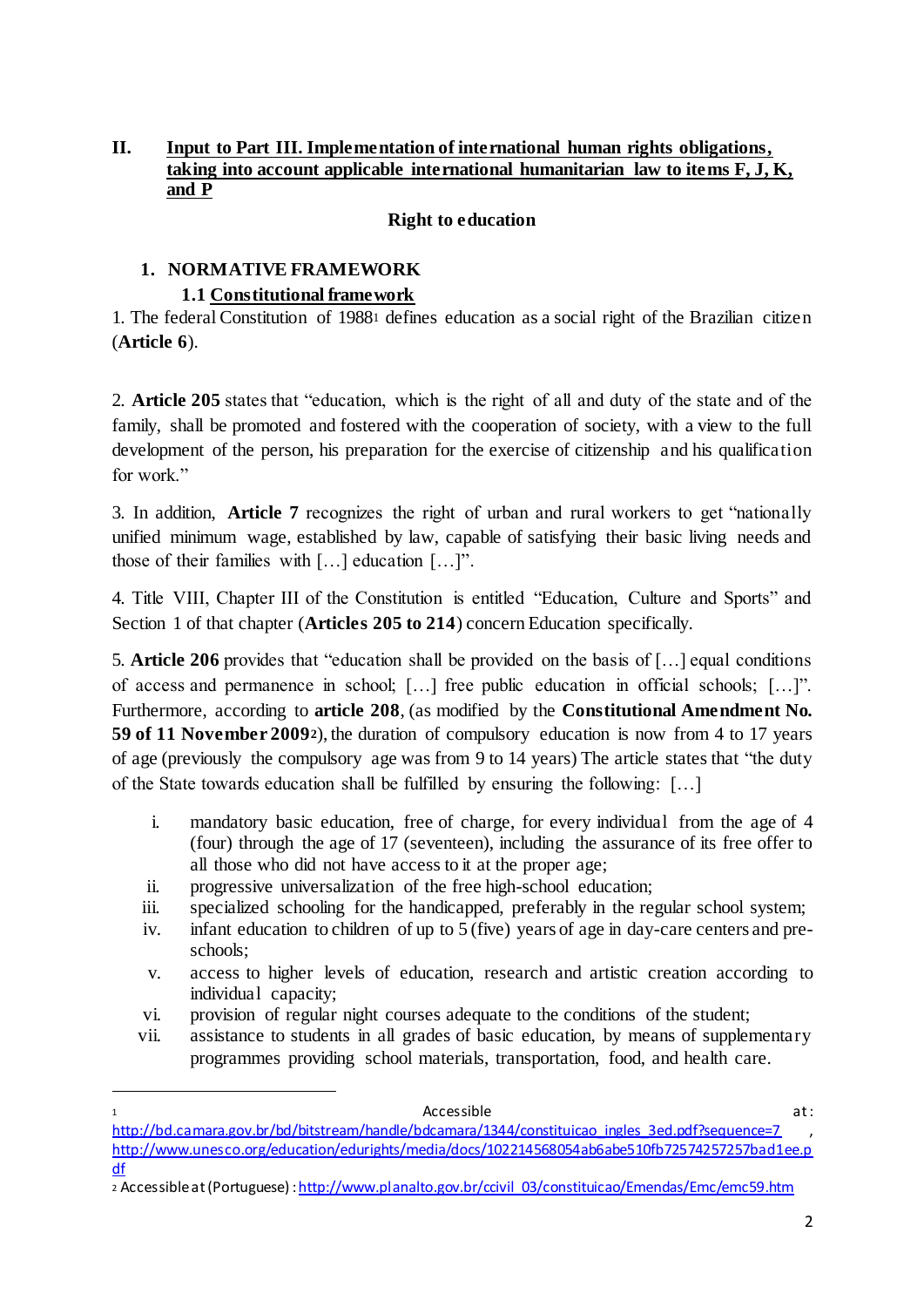## II. Input to Part III. Implementation of international human rights obligations, taking into account applicable international humanitarian law to items F, J, K, and P

**Right to education**

### 1. NORMATIVE FRAMEWORK

#### 1.1 Constitutional framework

1. The federal Constitution of 1988[1] defines education as a social right of the Brazilian citizen (**Article 6**).

2. **Article 205** states that "education, which is the right of all and duty of the state and of the family, shall be promoted and fostered with the cooperation of society, with a view to the full development of the person, his preparation for the exercise of citizenship and his qualification for work."

3. In addition, **Article 7** recognizes the right of urban and rural workers to get "nationally unified minimum wage, established by law, capable of satisfying their basic living needs and those of their families with […] education […]".

4. Title VIII, Chapter III of the Constitution is entitled "Education, Culture and Sports" and Section 1 of that chapter (**Articles 205 to 214**) concern Education specifically.

5. **Article 206** provides that "education shall be provided on the basis of […] equal conditions of access and permanence in school; […] free public education in official schools; […]". Furthermore, according to **article 208**, (as modified by the **Constitutional Amendment No. 59 of 11 November 2009**[2]), the duration of compulsory education is now from 4 to 17 years of age (previously the compulsory age was from 9 to 14 years) The article states that "the duty of the State towards education shall be fulfilled by ensuring the following: […]

i. mandatory basic education, free of charge, for every individual from the age of 4 (four) through the age of 17 (seventeen), including the assurance of its free offer to all those who did not have access to it at the proper age;
ii. progressive universalization of the free high-school education;
iii. specialized schooling for the handicapped, preferably in the regular school system;
iv. infant education to children of up to 5 (five) years of age in day-care centers and pre-schools;
v. access to higher levels of education, research and artistic creation according to individual capacity;
vi. provision of regular night courses adequate to the conditions of the student;
vii. assistance to students in all grades of basic education, by means of supplementary programmes providing school materials, transportation, food, and health care.

---

[1] Accessible at: http://bd.camara.gov.br/bd/bitstream/handle/bdcamara/1344/constituicao_ingles_3ed.pdf?sequence=7 , http://www.unesco.org/education/edurights/media/docs/102214568054ab6abe510fb72574257257bad1ee.pdf

[2] Accessible at (Portuguese) : http://www.planalto.gov.br/ccivil_03/constituicao/Emendas/Emc/emc59.htm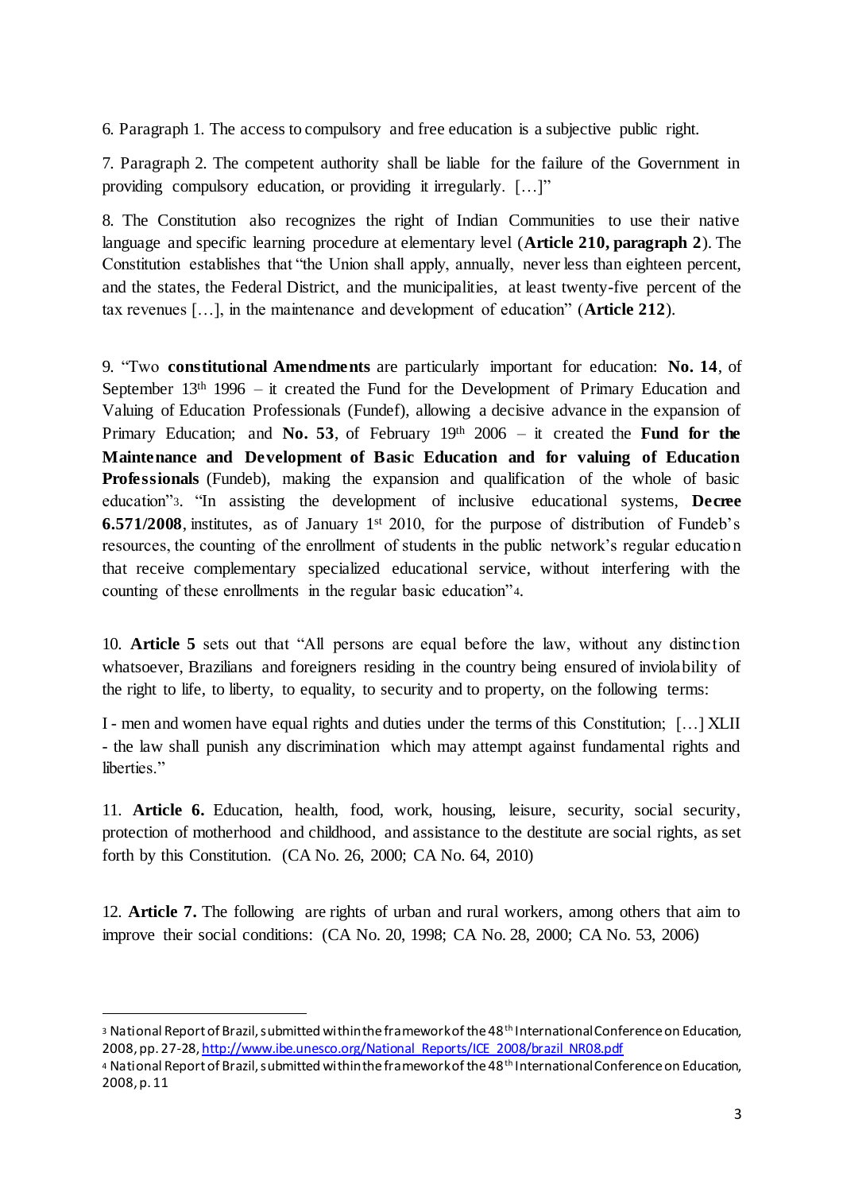6. Paragraph 1. The access to compulsory and free education is a subjective public right.

7. Paragraph 2. The competent authority shall be liable for the failure of the Government in providing compulsory education, or providing it irregularly. […]"

8. The Constitution also recognizes the right of Indian Communities to use their native language and specific learning procedure at elementary level (**Article 210, paragraph 2**). The Constitution establishes that "the Union shall apply, annually, never less than eighteen percent, and the states, the Federal District, and the municipalities, at least twenty-five percent of the tax revenues […], in the maintenance and development of education" (**Article 212**).

9. "Two **constitutional Amendments** are particularly important for education: **No. 14**, of September 13th 1996 – it created the Fund for the Development of Primary Education and Valuing of Education Professionals (Fundef), allowing a decisive advance in the expansion of Primary Education; and **No. 53**, of February 19th 2006 – it created the **Fund for the Maintenance and Development of Basic Education and for valuing of Education Professionals** (Fundeb), making the expansion and qualification of the whole of basic education"[3]. "In assisting the development of inclusive educational systems, **Decree 6.571/2008**, institutes, as of January 1st 2010, for the purpose of distribution of Fundeb's resources, the counting of the enrollment of students in the public network's regular education that receive complementary specialized educational service, without interfering with the counting of these enrollments in the regular basic education"[4].

10. **Article 5** sets out that "All persons are equal before the law, without any distinction whatsoever, Brazilians and foreigners residing in the country being ensured of inviolability of the right to life, to liberty, to equality, to security and to property, on the following terms:

I - men and women have equal rights and duties under the terms of this Constitution; […] XLII - the law shall punish any discrimination which may attempt against fundamental rights and liberties."

11. **Article 6.** Education, health, food, work, housing, leisure, security, social security, protection of motherhood and childhood, and assistance to the destitute are social rights, as set forth by this Constitution. (CA No. 26, 2000; CA No. 64, 2010)

12. **Article 7.** The following are rights of urban and rural workers, among others that aim to improve their social conditions: (CA No. 20, 1998; CA No. 28, 2000; CA No. 53, 2006)

---

[3] National Report of Brazil, submitted within the framework of the 48th International Conference on Education, 2008, pp. 27-28, http://www.ibe.unesco.org/National_Reports/ICE_2008/brazil_NR08.pdf

[4] National Report of Brazil, submitted within the framework of the 48th International Conference on Education, 2008, p. 11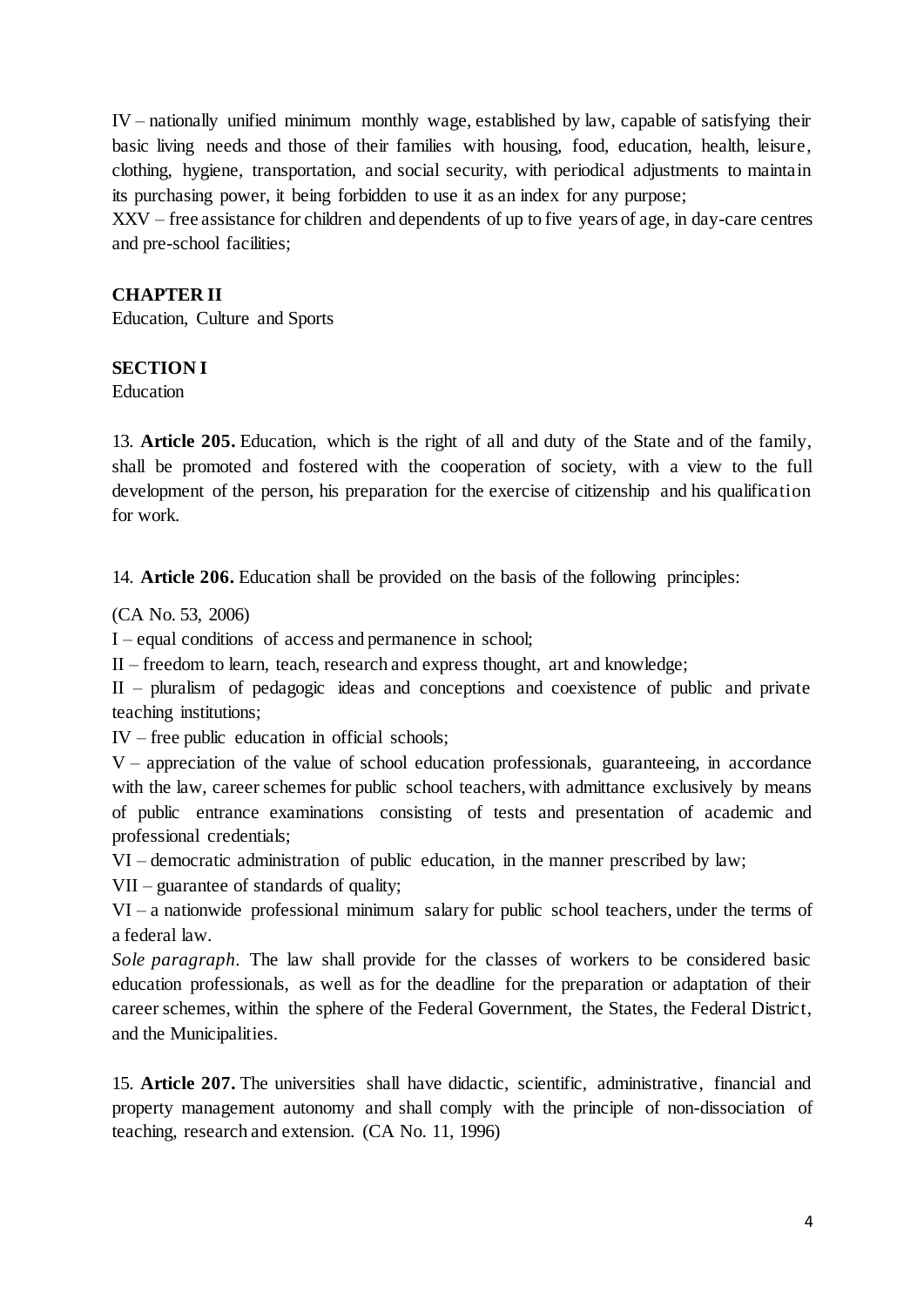IV – nationally unified minimum monthly wage, established by law, capable of satisfying their basic living needs and those of their families with housing, food, education, health, leisure, clothing, hygiene, transportation, and social security, with periodical adjustments to maintain its purchasing power, it being forbidden to use it as an index for any purpose;

XXV – free assistance for children and dependents of up to five years of age, in day-care centres and pre-school facilities;

## CHAPTER II

Education, Culture and Sports

### SECTION I

Education

13. **Article 205.** Education, which is the right of all and duty of the State and of the family, shall be promoted and fostered with the cooperation of society, with a view to the full development of the person, his preparation for the exercise of citizenship and his qualification for work.

14. **Article 206.** Education shall be provided on the basis of the following principles:

(CA No. 53, 2006)

I – equal conditions of access and permanence in school;

II – freedom to learn, teach, research and express thought, art and knowledge;

II – pluralism of pedagogic ideas and conceptions and coexistence of public and private teaching institutions;

IV – free public education in official schools;

V – appreciation of the value of school education professionals, guaranteeing, in accordance with the law, career schemes for public school teachers, with admittance exclusively by means of public entrance examinations consisting of tests and presentation of academic and professional credentials;

VI – democratic administration of public education, in the manner prescribed by law;

VII – guarantee of standards of quality;

VI – a nationwide professional minimum salary for public school teachers, under the terms of a federal law.

*Sole paragraph.* The law shall provide for the classes of workers to be considered basic education professionals, as well as for the deadline for the preparation or adaptation of their career schemes, within the sphere of the Federal Government, the States, the Federal District, and the Municipalities.

15. **Article 207.** The universities shall have didactic, scientific, administrative, financial and property management autonomy and shall comply with the principle of non-dissociation of teaching, research and extension. (CA No. 11, 1996)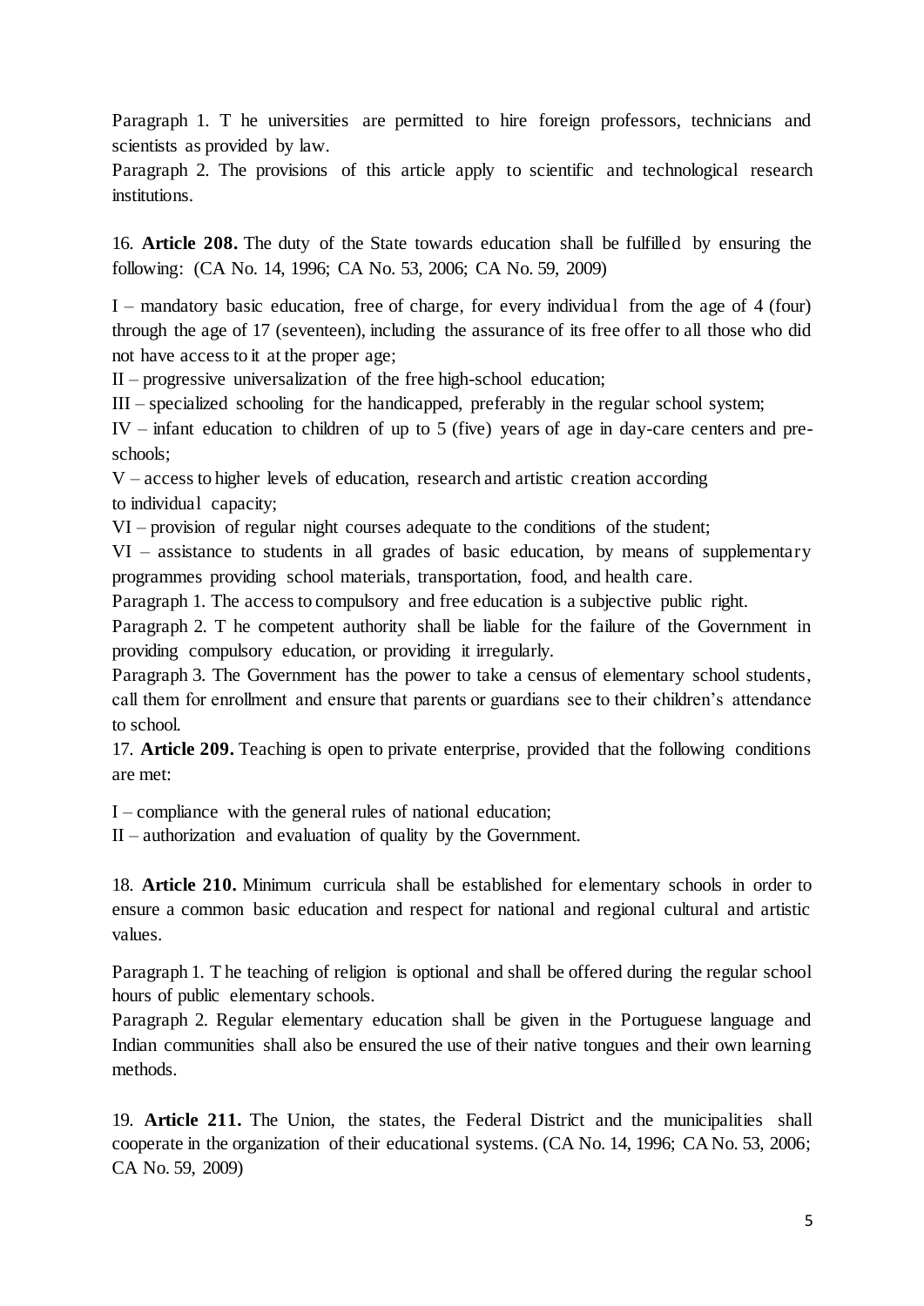Paragraph 1. T he universities are permitted to hire foreign professors, technicians and scientists as provided by law.
Paragraph 2. The provisions of this article apply to scientific and technological research institutions.

16. **Article 208.** The duty of the State towards education shall be fulfilled by ensuring the following: (CA No. 14, 1996; CA No. 53, 2006; CA No. 59, 2009)

I – mandatory basic education, free of charge, for every individual from the age of 4 (four) through the age of 17 (seventeen), including the assurance of its free offer to all those who did not have access to it at the proper age;
II – progressive universalization of the free high-school education;
III – specialized schooling for the handicapped, preferably in the regular school system;
IV – infant education to children of up to 5 (five) years of age in day-care centers and pre-schools;
V – access to higher levels of education, research and artistic creation according to individual capacity;
VI – provision of regular night courses adequate to the conditions of the student;
VI – assistance to students in all grades of basic education, by means of supplementary programmes providing school materials, transportation, food, and health care.
Paragraph 1. The access to compulsory and free education is a subjective public right.
Paragraph 2. T he competent authority shall be liable for the failure of the Government in providing compulsory education, or providing it irregularly.
Paragraph 3. The Government has the power to take a census of elementary school students, call them for enrollment and ensure that parents or guardians see to their children's attendance to school.
17. **Article 209.** Teaching is open to private enterprise, provided that the following conditions are met:

I – compliance with the general rules of national education;
II – authorization and evaluation of quality by the Government.

18. **Article 210.** Minimum curricula shall be established for elementary schools in order to ensure a common basic education and respect for national and regional cultural and artistic values.

Paragraph 1. T he teaching of religion is optional and shall be offered during the regular school hours of public elementary schools.
Paragraph 2. Regular elementary education shall be given in the Portuguese language and Indian communities shall also be ensured the use of their native tongues and their own learning methods.

19. **Article 211.** The Union, the states, the Federal District and the municipalities shall cooperate in the organization of their educational systems. (CA No. 14, 1996; CA No. 53, 2006; CA No. 59, 2009)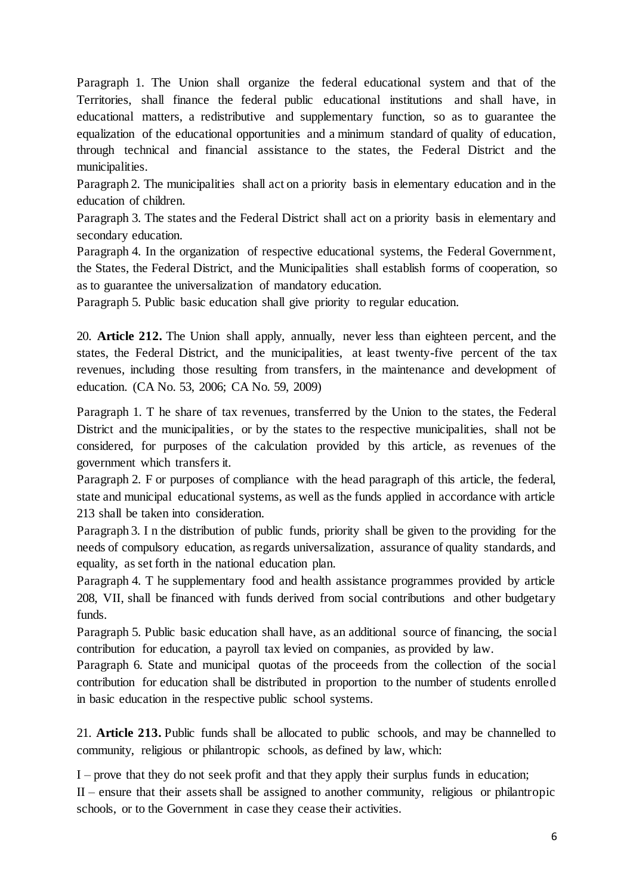Paragraph 1. The Union shall organize the federal educational system and that of the Territories, shall finance the federal public educational institutions and shall have, in educational matters, a redistributive and supplementary function, so as to guarantee the equalization of the educational opportunities and a minimum standard of quality of education, through technical and financial assistance to the states, the Federal District and the municipalities.

Paragraph 2. The municipalities shall act on a priority basis in elementary education and in the education of children.

Paragraph 3. The states and the Federal District shall act on a priority basis in elementary and secondary education.

Paragraph 4. In the organization of respective educational systems, the Federal Government, the States, the Federal District, and the Municipalities shall establish forms of cooperation, so as to guarantee the universalization of mandatory education.

Paragraph 5. Public basic education shall give priority to regular education.

20. **Article 212.** The Union shall apply, annually, never less than eighteen percent, and the states, the Federal District, and the municipalities, at least twenty-five percent of the tax revenues, including those resulting from transfers, in the maintenance and development of education. (CA No. 53, 2006; CA No. 59, 2009)

Paragraph 1. T he share of tax revenues, transferred by the Union to the states, the Federal District and the municipalities, or by the states to the respective municipalities, shall not be considered, for purposes of the calculation provided by this article, as revenues of the government which transfers it.

Paragraph 2. F or purposes of compliance with the head paragraph of this article, the federal, state and municipal educational systems, as well as the funds applied in accordance with article 213 shall be taken into consideration.

Paragraph 3. I n the distribution of public funds, priority shall be given to the providing for the needs of compulsory education, as regards universalization, assurance of quality standards, and equality, as set forth in the national education plan.

Paragraph 4. T he supplementary food and health assistance programmes provided by article 208, VII, shall be financed with funds derived from social contributions and other budgetary funds.

Paragraph 5. Public basic education shall have, as an additional source of financing, the social contribution for education, a payroll tax levied on companies, as provided by law.

Paragraph 6. State and municipal quotas of the proceeds from the collection of the social contribution for education shall be distributed in proportion to the number of students enrolled in basic education in the respective public school systems.

21. **Article 213.** Public funds shall be allocated to public schools, and may be channelled to community, religious or philantropic schools, as defined by law, which:

I – prove that they do not seek profit and that they apply their surplus funds in education;

II – ensure that their assets shall be assigned to another community, religious or philantropic schools, or to the Government in case they cease their activities.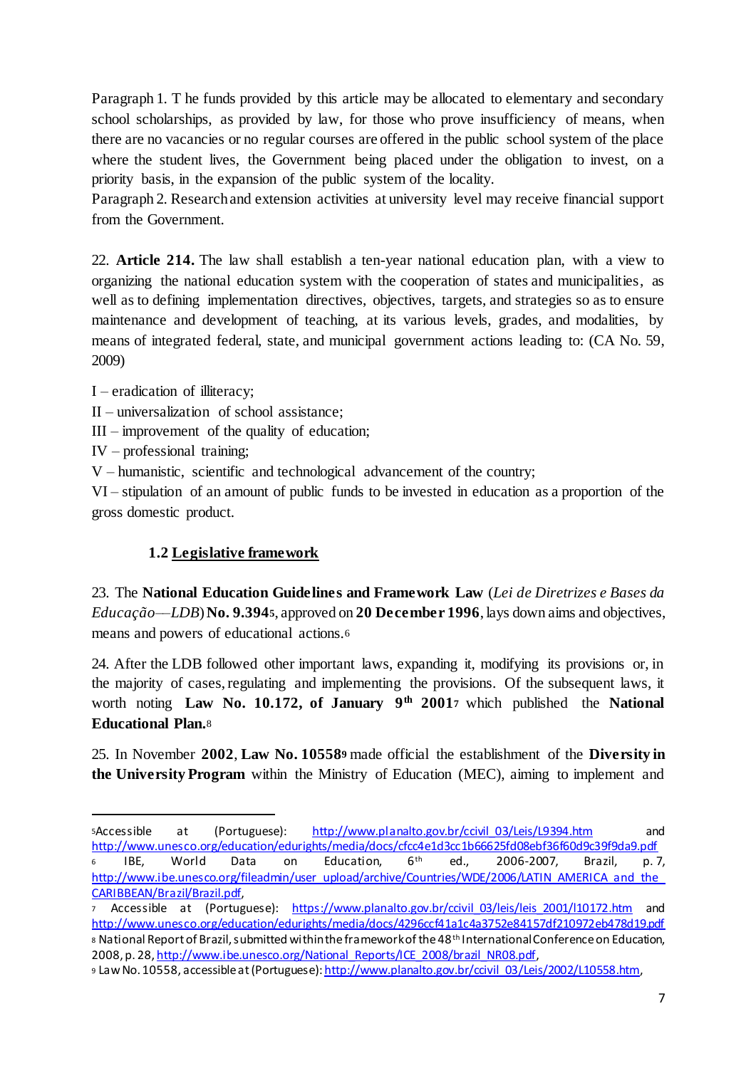Paragraph 1. T he funds provided by this article may be allocated to elementary and secondary school scholarships, as provided by law, for those who prove insufficiency of means, when there are no vacancies or no regular courses are offered in the public school system of the place where the student lives, the Government being placed under the obligation to invest, on a priority basis, in the expansion of the public system of the locality.
Paragraph 2. Research and extension activities at university level may receive financial support from the Government.

22. **Article 214.** The law shall establish a ten-year national education plan, with a view to organizing the national education system with the cooperation of states and municipalities, as well as to defining implementation directives, objectives, targets, and strategies so as to ensure maintenance and development of teaching, at its various levels, grades, and modalities, by means of integrated federal, state, and municipal government actions leading to: (CA No. 59, 2009)

I – eradication of illiteracy;
II – universalization of school assistance;
III – improvement of the quality of education;
IV – professional training;
V – humanistic, scientific and technological advancement of the country;
VI – stipulation of an amount of public funds to be invested in education as a proportion of the gross domestic product.

### 1.2 Legislative framework

23. The **National Education Guidelines and Framework Law** (*Lei de Diretrizes e Bases da Educação––LDB*) **No. 9.394**[5], approved on **20 December 1996**, lays down aims and objectives, means and powers of educational actions.[6]

24. After the LDB followed other important laws, expanding it, modifying its provisions or, in the majority of cases, regulating and implementing the provisions. Of the subsequent laws, it worth noting **Law No. 10.172, of January 9th 2001**[7] which published the **National Educational Plan.**[8]

25. In November **2002**, **Law No. 10558**[9] made official the establishment of the **Diversity in the University Program** within the Ministry of Education (MEC), aiming to implement and

---

[5] Accessible at (Portuguese): http://www.planalto.gov.br/ccivil_03/Leis/L9394.htm and http://www.unesco.org/education/edurights/media/docs/cfcc4e1d3cc1b66625fd08ebf36f60d9c39f9da9.pdf
[6] IBE, World Data on Education, 6th ed., 2006-2007, Brazil, p. 7, http://www.ibe.unesco.org/fileadmin/user_upload/archive/Countries/WDE/2006/LATIN_AMERICA_and_the_CARIBBEAN/Brazil/Brazil.pdf,
[7] Accessible at (Portuguese): https://www.planalto.gov.br/ccivil_03/leis/leis_2001/l10172.htm and http://www.unesco.org/education/edurights/media/docs/4296ccf41a1c4a3752e84157df210972eb478d19.pdf
[8] National Report of Brazil, submitted within the framework of the 48th International Conference on Education, 2008, p. 28, http://www.ibe.unesco.org/National_Reports/ICE_2008/brazil_NR08.pdf,
[9] Law No. 10558, accessible at (Portuguese): http://www.planalto.gov.br/ccivil_03/Leis/2002/L10558.htm,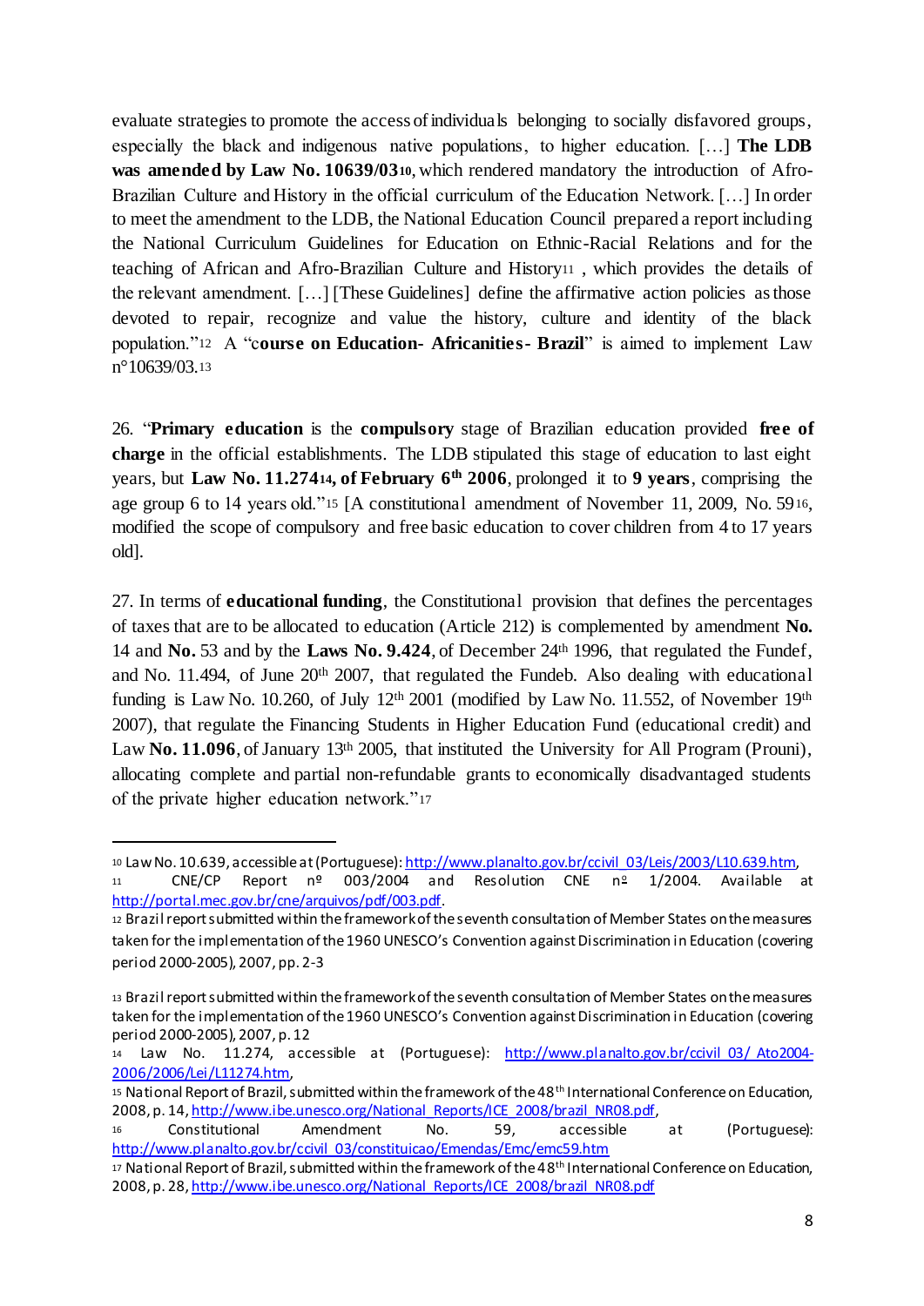evaluate strategies to promote the access of individuals belonging to socially disfavored groups, especially the black and indigenous native populations, to higher education. […] **The LDB was amended by Law No. 10639/03**[10], which rendered mandatory the introduction of Afro-Brazilian Culture and History in the official curriculum of the Education Network. […] In order to meet the amendment to the LDB, the National Education Council prepared a report including the National Curriculum Guidelines for Education on Ethnic-Racial Relations and for the teaching of African and Afro-Brazilian Culture and History[11], which provides the details of the relevant amendment. […] [These Guidelines] define the affirmative action policies as those devoted to repair, recognize and value the history, culture and identity of the black population."[12] A "**course on Education- Africanities- Brazil**" is aimed to implement Law n°10639/03.[13]

26. "**Primary education** is the **compulsory** stage of Brazilian education provided **free of charge** in the official establishments. The LDB stipulated this stage of education to last eight years, but **Law No. 11.274**[14]**, of February 6th 2006**, prolonged it to **9 years**, comprising the age group 6 to 14 years old."[15] [A constitutional amendment of November 11, 2009, No. 59[16], modified the scope of compulsory and free basic education to cover children from 4 to 17 years old].

27. In terms of **educational funding**, the Constitutional provision that defines the percentages of taxes that are to be allocated to education (Article 212) is complemented by amendment **No.** 14 and **No.** 53 and by the **Laws No. 9.424**, of December 24th 1996, that regulated the Fundef, and No. 11.494, of June 20th 2007, that regulated the Fundeb. Also dealing with educational funding is Law No. 10.260, of July 12th 2001 (modified by Law No. 11.552, of November 19th 2007), that regulate the Financing Students in Higher Education Fund (educational credit) and Law **No. 11.096**, of January 13th 2005, that instituted the University for All Program (Prouni), allocating complete and partial non-refundable grants to economically disadvantaged students of the private higher education network."[17]

---

[10] Law No. 10.639, accessible at (Portuguese): http://www.planalto.gov.br/ccivil_03/Leis/2003/L10.639.htm,

[11] CNE/CP Report nº 003/2004 and Resolution CNE nº 1/2004. Available at http://portal.mec.gov.br/cne/arquivos/pdf/003.pdf.

[12] Brazil report submitted within the framework of the seventh consultation of Member States on the measures taken for the implementation of the 1960 UNESCO's Convention against Discrimination in Education (covering period 2000-2005), 2007, pp. 2-3

[13] Brazil report submitted within the framework of the seventh consultation of Member States on the measures taken for the implementation of the 1960 UNESCO's Convention against Discrimination in Education (covering period 2000-2005), 2007, p. 12

[14] Law No. 11.274, accessible at (Portuguese): http://www.planalto.gov.br/ccivil_03/_Ato2004-2006/2006/Lei/L11274.htm,

[15] National Report of Brazil, submitted within the framework of the 48th International Conference on Education, 2008, p. 14, http://www.ibe.unesco.org/National_Reports/ICE_2008/brazil_NR08.pdf,

[16] Constitutional Amendment No. 59, accessible at (Portuguese): http://www.planalto.gov.br/ccivil_03/constituicao/Emendas/Emc/emc59.htm

[17] National Report of Brazil, submitted within the framework of the 48th International Conference on Education, 2008, p. 28, http://www.ibe.unesco.org/National_Reports/ICE_2008/brazil_NR08.pdf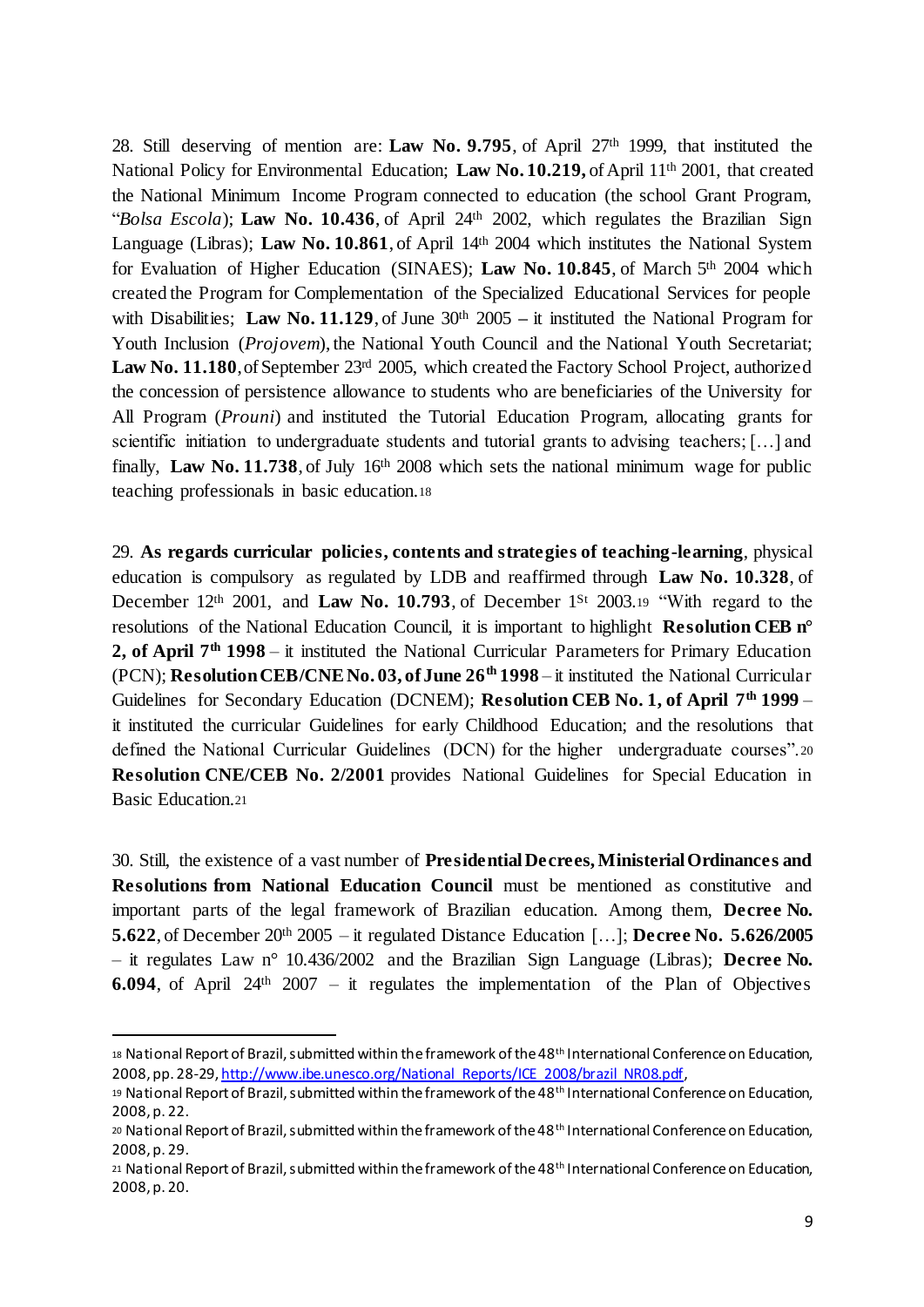28. Still deserving of mention are: **Law No. 9.795**, of April 27th 1999, that instituted the National Policy for Environmental Education; **Law No. 10.219,** of April 11th 2001, that created the National Minimum Income Program connected to education (the school Grant Program, "*Bolsa Escola*"); **Law No. 10.436**, of April 24th 2002, which regulates the Brazilian Sign Language (Libras); **Law No. 10.861**, of April 14th 2004 which institutes the National System for Evaluation of Higher Education (SINAES); **Law No. 10.845**, of March 5th 2004 which created the Program for Complementation of the Specialized Educational Services for people with Disabilities; **Law No. 11.129**, of June 30th 2005 – it instituted the National Program for Youth Inclusion (*Projovem*), the National Youth Council and the National Youth Secretariat; **Law No. 11.180**, of September 23rd 2005, which created the Factory School Project, authorized the concession of persistence allowance to students who are beneficiaries of the University for All Program (*Prouni*) and instituted the Tutorial Education Program, allocating grants for scientific initiation to undergraduate students and tutorial grants to advising teachers; […] and finally, **Law No. 11.738**, of July 16th 2008 which sets the national minimum wage for public teaching professionals in basic education.[18]

29. **As regards curricular policies, contents and strategies of teaching-learning**, physical education is compulsory as regulated by LDB and reaffirmed through **Law No. 10.328**, of December 12th 2001, and **Law No. 10.793**, of December 1St 2003.[19] "With regard to the resolutions of the National Education Council, it is important to highlight **Resolution CEB n° 2, of April 7th 1998** – it instituted the National Curricular Parameters for Primary Education (PCN); **Resolution CEB/CNE No. 03, of June 26th 1998** – it instituted the National Curricular Guidelines for Secondary Education (DCNEM); **Resolution CEB No. 1, of April 7th 1999** – it instituted the curricular Guidelines for early Childhood Education; and the resolutions that defined the National Curricular Guidelines (DCN) for the higher undergraduate courses".[20] **Resolution CNE/CEB No. 2/2001** provides National Guidelines for Special Education in Basic Education.[21]

30. Still, the existence of a vast number of **Presidential Decrees, Ministerial Ordinances and Resolutions from National Education Council** must be mentioned as constitutive and important parts of the legal framework of Brazilian education. Among them, **Decree No. 5.622**, of December 20th 2005 – it regulated Distance Education […]; **Decree No. 5.626/2005** – it regulates Law n° 10.436/2002 and the Brazilian Sign Language (Libras); **Decree No. 6.094**, of April 24th 2007 – it regulates the implementation of the Plan of Objectives

---

[18] National Report of Brazil, submitted within the framework of the 48th International Conference on Education, 2008, pp. 28-29, http://www.ibe.unesco.org/National_Reports/ICE_2008/brazil_NR08.pdf,

[19] National Report of Brazil, submitted within the framework of the 48th International Conference on Education, 2008, p. 22.

[20] National Report of Brazil, submitted within the framework of the 48th International Conference on Education, 2008, p. 29.

[21] National Report of Brazil, submitted within the framework of the 48th International Conference on Education, 2008, p. 20.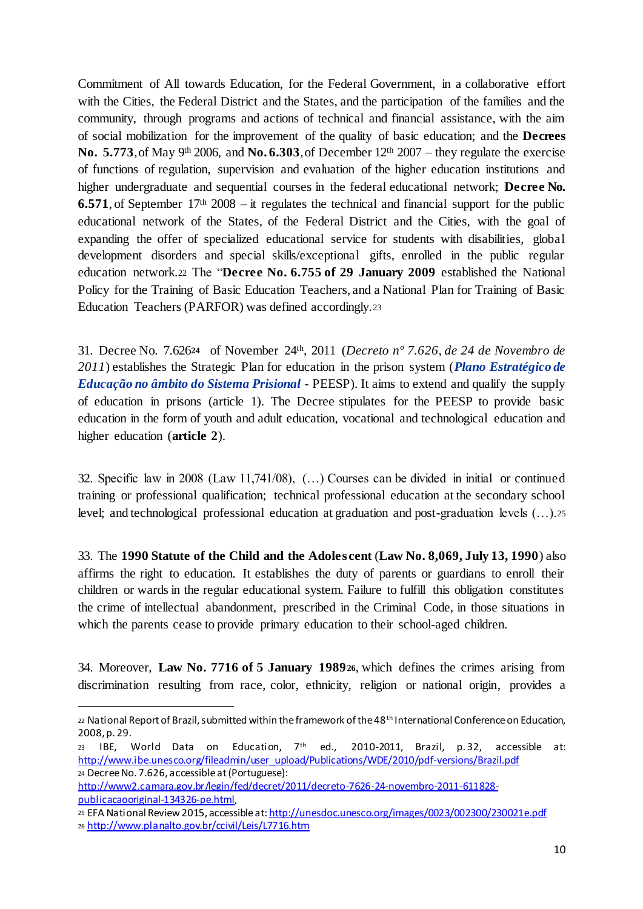Commitment of All towards Education, for the Federal Government, in a collaborative effort with the Cities, the Federal District and the States, and the participation of the families and the community, through programs and actions of technical and financial assistance, with the aim of social mobilization for the improvement of the quality of basic education; and the **Decrees No. 5.773**, of May 9th 2006, and **No. 6.303**, of December 12th 2007 – they regulate the exercise of functions of regulation, supervision and evaluation of the higher education institutions and higher undergraduate and sequential courses in the federal educational network; **Decree No. 6.571**, of September 17th 2008 – it regulates the technical and financial support for the public educational network of the States, of the Federal District and the Cities, with the goal of expanding the offer of specialized educational service for students with disabilities, global development disorders and special skills/exceptional gifts, enrolled in the public regular education network.[22] The "**Decree No. 6.755 of 29 January 2009** established the National Policy for the Training of Basic Education Teachers, and a National Plan for Training of Basic Education Teachers (PARFOR) was defined accordingly.[23]

31. Decree No. 7.626[24] of November 24th, 2011 (*Decreto nº 7.626, de 24 de Novembro de 2011*) establishes the Strategic Plan for education in the prison system (***Plano Estratégico de Educação no âmbito do Sistema Prisional*** - PEESP). It aims to extend and qualify the supply of education in prisons (article 1). The Decree stipulates for the PEESP to provide basic education in the form of youth and adult education, vocational and technological education and higher education (**article 2**).

32. Specific law in 2008 (Law 11,741/08), (…) Courses can be divided in initial or continued training or professional qualification; technical professional education at the secondary school level; and technological professional education at graduation and post-graduation levels (…).[25]

33. The **1990 Statute of the Child and the Adolescent** (**Law No. 8,069, July 13, 1990**) also affirms the right to education. It establishes the duty of parents or guardians to enroll their children or wards in the regular educational system. Failure to fulfill this obligation constitutes the crime of intellectual abandonment, prescribed in the Criminal Code, in those situations in which the parents cease to provide primary education to their school-aged children.

34. Moreover, **Law No. 7716 of 5 January 1989**[26], which defines the crimes arising from discrimination resulting from race, color, ethnicity, religion or national origin, provides a

---

[22] National Report of Brazil, submitted within the framework of the 48th International Conference on Education, 2008, p. 29.

[23] IBE, World Data on Education, 7th ed., 2010-2011, Brazil, p. 32, accessible at: http://www.ibe.unesco.org/fileadmin/user_upload/Publications/WDE/2010/pdf-versions/Brazil.pdf

[24] Decree No. 7.626, accessible at (Portuguese): http://www2.camara.gov.br/legin/fed/decret/2011/decreto-7626-24-novembro-2011-611828-publicacaooriginal-134326-pe.html,

[25] EFA National Review 2015, accessible at: http://unesdoc.unesco.org/images/0023/002300/230021e.pdf

[26] http://www.planalto.gov.br/ccivil/Leis/L7716.htm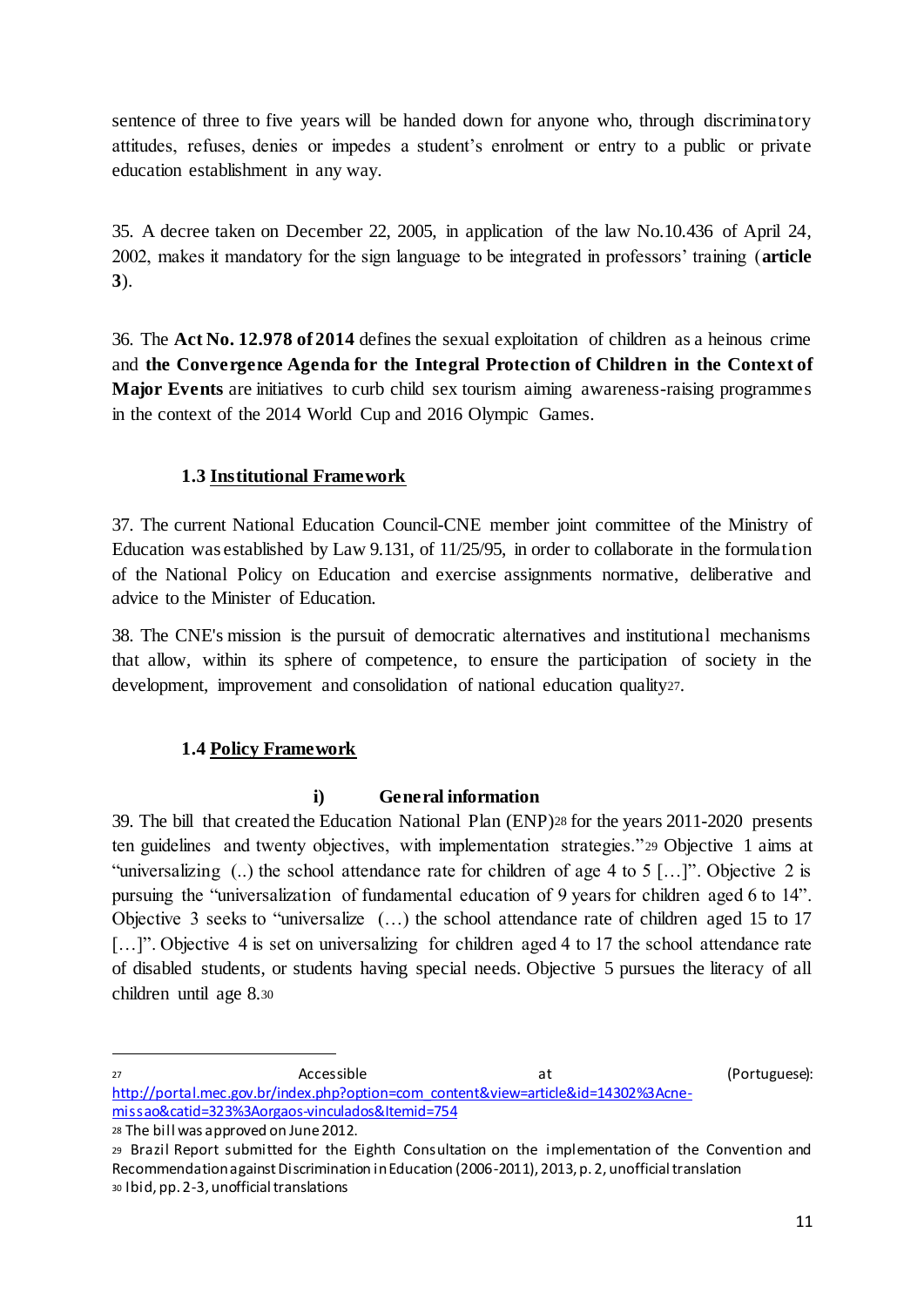sentence of three to five years will be handed down for anyone who, through discriminatory attitudes, refuses, denies or impedes a student's enrolment or entry to a public or private education establishment in any way.

35. A decree taken on December 22, 2005, in application of the law No.10.436 of April 24, 2002, makes it mandatory for the sign language to be integrated in professors' training (**article 3**).

36. The **Act No. 12.978 of 2014** defines the sexual exploitation of children as a heinous crime and **the Convergence Agenda for the Integral Protection of Children in the Context of Major Events** are initiatives to curb child sex tourism aiming awareness-raising programmes in the context of the 2014 World Cup and 2016 Olympic Games.

### 1.3 <u>Institutional Framework</u>

37. The current National Education Council-CNE member joint committee of the Ministry of Education was established by Law 9.131, of 11/25/95, in order to collaborate in the formulation of the National Policy on Education and exercise assignments normative, deliberative and advice to the Minister of Education.

38. The CNE's mission is the pursuit of democratic alternatives and institutional mechanisms that allow, within its sphere of competence, to ensure the participation of society in the development, improvement and consolidation of national education quality[27].

### 1.4 <u>Policy Framework</u>

#### i) General information

39. The bill that created the Education National Plan (ENP)[28] for the years 2011-2020 presents ten guidelines and twenty objectives, with implementation strategies."[29] Objective 1 aims at "universalizing (..) the school attendance rate for children of age 4 to 5 […]". Objective 2 is pursuing the "universalization of fundamental education of 9 years for children aged 6 to 14". Objective 3 seeks to "universalize (…) the school attendance rate of children aged 15 to 17 […]". Objective 4 is set on universalizing for children aged 4 to 17 the school attendance rate of disabled students, or students having special needs. Objective 5 pursues the literacy of all children until age 8.[30]

---

[27] Accessible at (Portuguese): http://portal.mec.gov.br/index.php?option=com_content&view=article&id=14302%3Acne-missao&catid=323%3Aorgaos-vinculados&Itemid=754

[28] The bill was approved on June 2012.

[29] Brazil Report submitted for the Eighth Consultation on the implementation of the Convention and Recommendation against Discrimination in Education (2006-2011), 2013, p. 2, unofficial translation

[30] Ibid, pp. 2-3, unofficial translations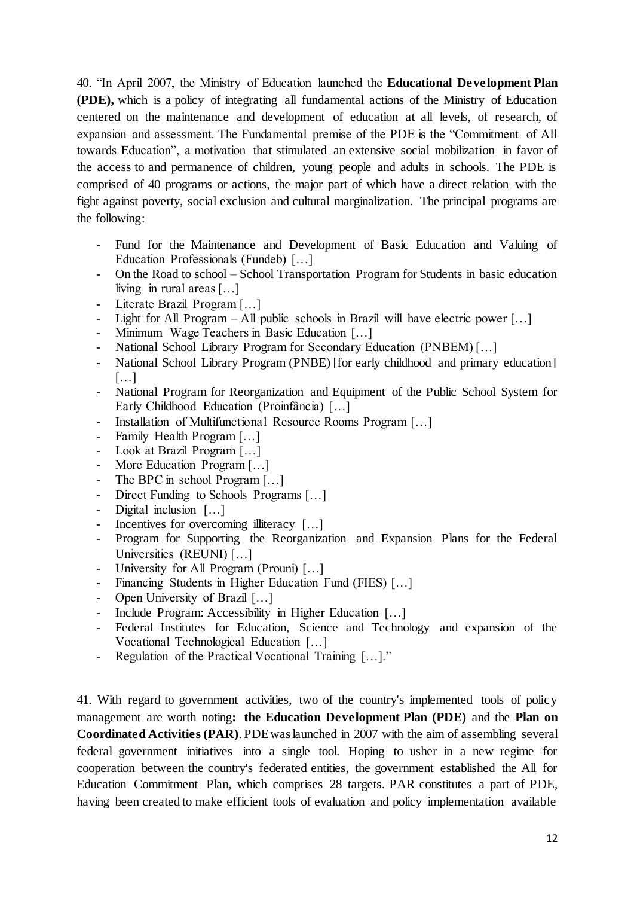40. "In April 2007, the Ministry of Education launched the **Educational Development Plan (PDE),** which is a policy of integrating all fundamental actions of the Ministry of Education centered on the maintenance and development of education at all levels, of research, of expansion and assessment. The Fundamental premise of the PDE is the "Commitment of All towards Education", a motivation that stimulated an extensive social mobilization in favor of the access to and permanence of children, young people and adults in schools. The PDE is comprised of 40 programs or actions, the major part of which have a direct relation with the fight against poverty, social exclusion and cultural marginalization. The principal programs are the following:

- Fund for the Maintenance and Development of Basic Education and Valuing of Education Professionals (Fundeb) […]
- On the Road to school – School Transportation Program for Students in basic education living in rural areas […]
- Literate Brazil Program […]
- Light for All Program – All public schools in Brazil will have electric power […]
- Minimum Wage Teachers in Basic Education […]
- National School Library Program for Secondary Education (PNBEM) […]
- National School Library Program (PNBE) [for early childhood and primary education] […]
- National Program for Reorganization and Equipment of the Public School System for Early Childhood Education (Proinfância) […]
- Installation of Multifunctional Resource Rooms Program […]
- Family Health Program […]
- Look at Brazil Program […]
- More Education Program […]
- The BPC in school Program […]
- Direct Funding to Schools Programs […]
- Digital inclusion […]
- Incentives for overcoming illiteracy […]
- Program for Supporting the Reorganization and Expansion Plans for the Federal Universities (REUNI) […]
- University for All Program (Prouni) […]
- Financing Students in Higher Education Fund (FIES) […]
- Open University of Brazil […]
- Include Program: Accessibility in Higher Education […]
- Federal Institutes for Education, Science and Technology and expansion of the Vocational Technological Education […]
- Regulation of the Practical Vocational Training […]."

41. With regard to government activities, two of the country's implemented tools of policy management are worth noting**: the Education Development Plan (PDE)** and the **Plan on Coordinated Activities (PAR)**. PDE was launched in 2007 with the aim of assembling several federal government initiatives into a single tool. Hoping to usher in a new regime for cooperation between the country's federated entities, the government established the All for Education Commitment Plan, which comprises 28 targets. PAR constitutes a part of PDE, having been created to make efficient tools of evaluation and policy implementation available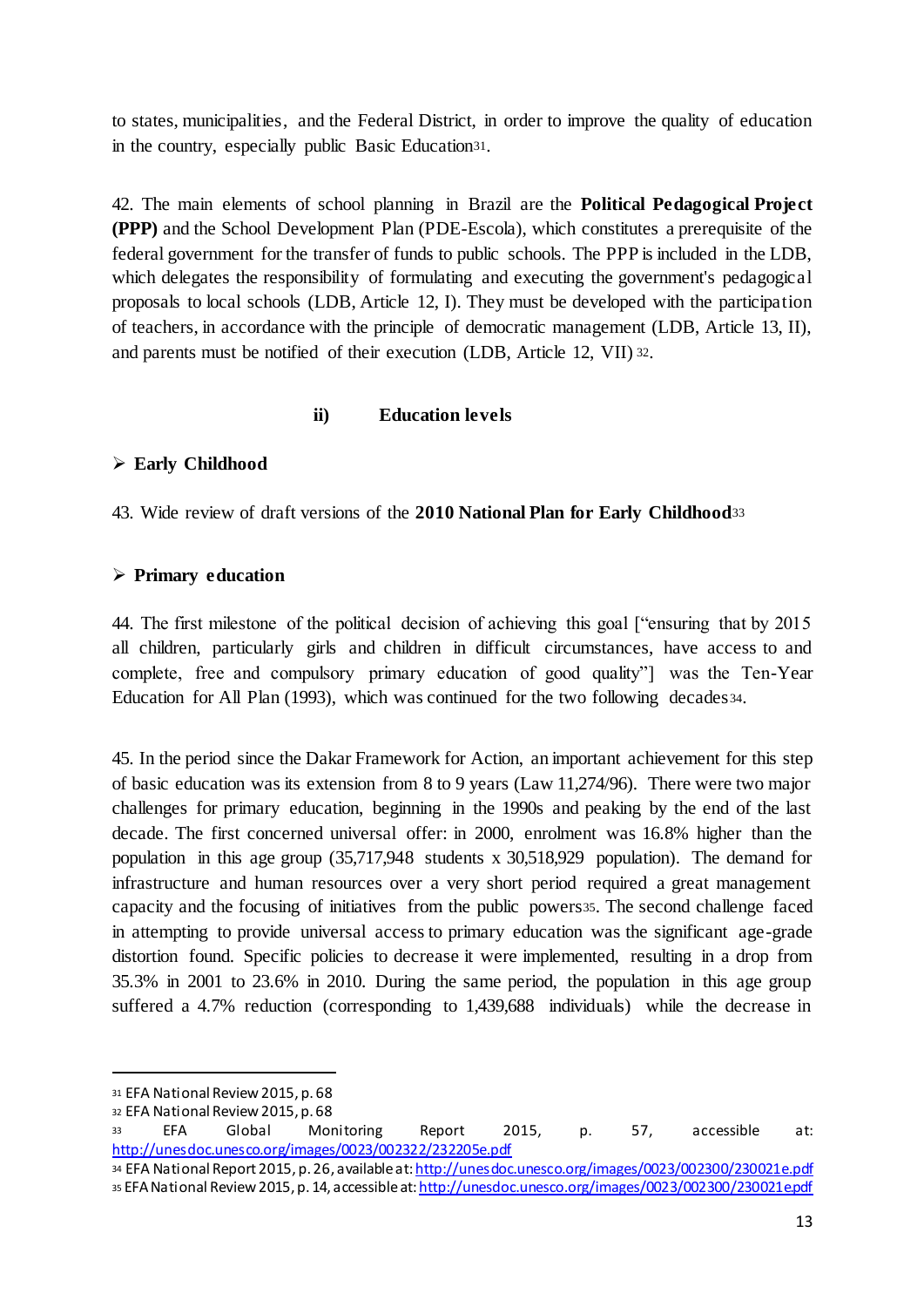to states, municipalities, and the Federal District, in order to improve the quality of education in the country, especially public Basic Education[31].

42. The main elements of school planning in Brazil are the **Political Pedagogical Project (PPP)** and the School Development Plan (PDE-Escola), which constitutes a prerequisite of the federal government for the transfer of funds to public schools. The PPP is included in the LDB, which delegates the responsibility of formulating and executing the government's pedagogical proposals to local schools (LDB, Article 12, I). They must be developed with the participation of teachers, in accordance with the principle of democratic management (LDB, Article 13, II), and parents must be notified of their execution (LDB, Article 12, VII)[32].

### ii) Education levels

- **Early Childhood**

43. Wide review of draft versions of the **2010 National Plan for Early Childhood**[33]

- **Primary education**

44. The first milestone of the political decision of achieving this goal ["ensuring that by 2015 all children, particularly girls and children in difficult circumstances, have access to and complete, free and compulsory primary education of good quality"] was the Ten-Year Education for All Plan (1993), which was continued for the two following decades[34].

45. In the period since the Dakar Framework for Action, an important achievement for this step of basic education was its extension from 8 to 9 years (Law 11,274/96). There were two major challenges for primary education, beginning in the 1990s and peaking by the end of the last decade. The first concerned universal offer: in 2000, enrolment was 16.8% higher than the population in this age group (35,717,948 students x 30,518,929 population). The demand for infrastructure and human resources over a very short period required a great management capacity and the focusing of initiatives from the public powers[35]. The second challenge faced in attempting to provide universal access to primary education was the significant age-grade distortion found. Specific policies to decrease it were implemented, resulting in a drop from 35.3% in 2001 to 23.6% in 2010. During the same period, the population in this age group suffered a 4.7% reduction (corresponding to 1,439,688 individuals) while the decrease in

---

[31] EFA National Review 2015, p. 68

[32] EFA National Review 2015, p. 68

[33] EFA Global Monitoring Report 2015, p. 57, accessible at: http://unesdoc.unesco.org/images/0023/002322/232205e.pdf

[34] EFA National Report 2015, p. 26, available at: http://unesdoc.unesco.org/images/0023/002300/230021e.pdf

[35] EFA National Review 2015, p. 14, accessible at: http://unesdoc.unesco.org/images/0023/002300/230021e.pdf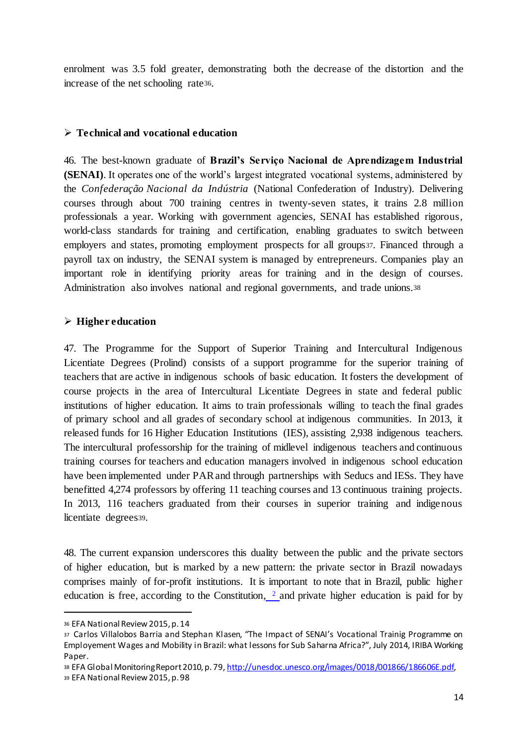enrolment was 3.5 fold greater, demonstrating both the decrease of the distortion and the increase of the net schooling rate[36].

## ➢ Technical and vocational education

46. The best-known graduate of **Brazil's Serviço Nacional de Aprendizagem Industrial (SENAI)**. It operates one of the world's largest integrated vocational systems, administered by the *Confederação Nacional da Indústria* (National Confederation of Industry). Delivering courses through about 700 training centres in twenty-seven states, it trains 2.8 million professionals a year. Working with government agencies, SENAI has established rigorous, world-class standards for training and certification, enabling graduates to switch between employers and states, promoting employment prospects for all groups[37]. Financed through a payroll tax on industry, the SENAI system is managed by entrepreneurs. Companies play an important role in identifying priority areas for training and in the design of courses. Administration also involves national and regional governments, and trade unions.[38]

## ➢ Higher education

47. The Programme for the Support of Superior Training and Intercultural Indigenous Licentiate Degrees (Prolind) consists of a support programme for the superior training of teachers that are active in indigenous schools of basic education. It fosters the development of course projects in the area of Intercultural Licentiate Degrees in state and federal public institutions of higher education. It aims to train professionals willing to teach the final grades of primary school and all grades of secondary school at indigenous communities. In 2013, it released funds for 16 Higher Education Institutions (IES), assisting 2,938 indigenous teachers. The intercultural professorship for the training of midlevel indigenous teachers and continuous training courses for teachers and education managers involved in indigenous school education have been implemented under PAR and through partnerships with Seducs and IESs. They have benefitted 4,274 professors by offering 11 teaching courses and 13 continuous training projects. In 2013, 116 teachers graduated from their courses in superior training and indigenous licentiate degrees[39].

48. The current expansion underscores this duality between the public and the private sectors of higher education, but is marked by a new pattern: the private sector in Brazil nowadays comprises mainly of for-profit institutions. It is important to note that in Brazil, public higher education is free, according to the Constitution, [2] and private higher education is paid for by

---

[36] EFA National Review 2015, p. 14

[37] Carlos Villalobos Barria and Stephan Klasen, "The Impact of SENAI's Vocational Trainig Programme on Employement Wages and Mobility in Brazil: what lessons for Sub Saharna Africa?", July 2014, IRIBA Working Paper.

[38] EFA Global Monitoring Report 2010, p. 79, http://unesdoc.unesco.org/images/0018/001866/186606E.pdf,

[39] EFA National Review 2015, p. 98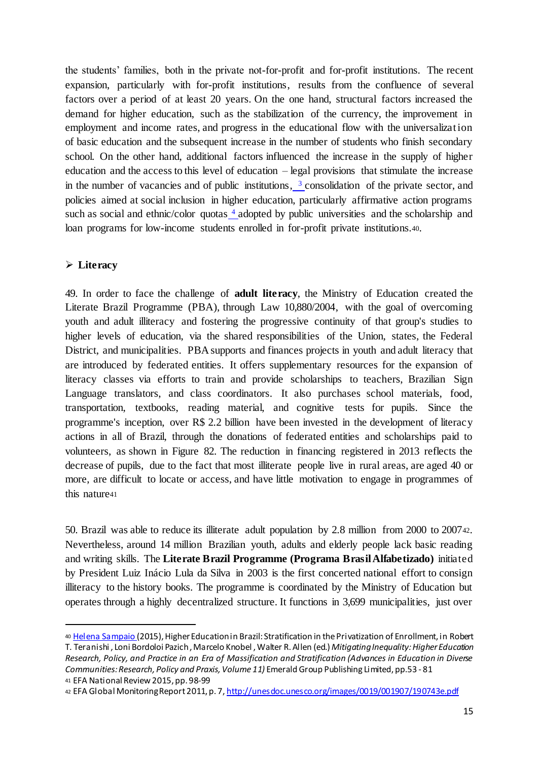the students' families, both in the private not-for-profit and for-profit institutions. The recent expansion, particularly with for-profit institutions, results from the confluence of several factors over a period of at least 20 years. On the one hand, structural factors increased the demand for higher education, such as the stabilization of the currency, the improvement in employment and income rates, and progress in the educational flow with the universalization of basic education and the subsequent increase in the number of students who finish secondary school. On the other hand, additional factors influenced the increase in the supply of higher education and the access to this level of education – legal provisions that stimulate the increase in the number of vacancies and of public institutions, [3] consolidation of the private sector, and policies aimed at social inclusion in higher education, particularly affirmative action programs such as social and ethnic/color quotas [4] adopted by public universities and the scholarship and loan programs for low-income students enrolled in for-profit private institutions.[40].

## ➢ Literacy

49. In order to face the challenge of **adult literacy**, the Ministry of Education created the Literate Brazil Programme (PBA), through Law 10,880/2004, with the goal of overcoming youth and adult illiteracy and fostering the progressive continuity of that group's studies to higher levels of education, via the shared responsibilities of the Union, states, the Federal District, and municipalities. PBA supports and finances projects in youth and adult literacy that are introduced by federated entities. It offers supplementary resources for the expansion of literacy classes via efforts to train and provide scholarships to teachers, Brazilian Sign Language translators, and class coordinators. It also purchases school materials, food, transportation, textbooks, reading material, and cognitive tests for pupils. Since the programme's inception, over R$ 2.2 billion have been invested in the development of literacy actions in all of Brazil, through the donations of federated entities and scholarships paid to volunteers, as shown in Figure 82. The reduction in financing registered in 2013 reflects the decrease of pupils, due to the fact that most illiterate people live in rural areas, are aged 40 or more, are difficult to locate or access, and have little motivation to engage in programmes of this nature[41]

50. Brazil was able to reduce its illiterate adult population by 2.8 million from 2000 to 2007[42]. Nevertheless, around 14 million Brazilian youth, adults and elderly people lack basic reading and writing skills. The **Literate Brazil Programme (Programa Brasil Alfabetizado)** initiated by President Luiz Inácio Lula da Silva in 2003 is the first concerted national effort to consign illiteracy to the history books. The programme is coordinated by the Ministry of Education but operates through a highly decentralized structure. It functions in 3,699 municipalities, just over

---

[40] Helena Sampaio (2015), Higher Education in Brazil: Stratification in the Privatization of Enrollment, in Robert T. Teranishi, Loni Bordoloi Pazich, Marcelo Knobel, Walter R. Allen (ed.) *Mitigating Inequality: Higher Education Research, Policy, and Practice in an Era of Massification and Stratification (Advances in Education in Diverse Communities: Research, Policy and Praxis, Volume 11)* Emerald Group Publishing Limited, pp.53 - 81

[41] EFA National Review 2015, pp. 98-99

[42] EFA Global Monitoring Report 2011, p. 7, http://unesdoc.unesco.org/images/0019/001907/190743e.pdf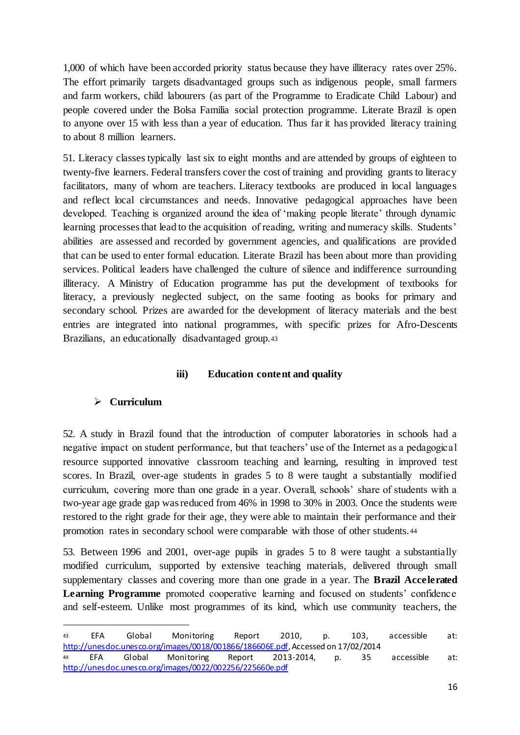1,000 of which have been accorded priority status because they have illiteracy rates over 25%. The effort primarily targets disadvantaged groups such as indigenous people, small farmers and farm workers, child labourers (as part of the Programme to Eradicate Child Labour) and people covered under the Bolsa Familia social protection programme. Literate Brazil is open to anyone over 15 with less than a year of education. Thus far it has provided literacy training to about 8 million learners.

51. Literacy classes typically last six to eight months and are attended by groups of eighteen to twenty-five learners. Federal transfers cover the cost of training and providing grants to literacy facilitators, many of whom are teachers. Literacy textbooks are produced in local languages and reflect local circumstances and needs. Innovative pedagogical approaches have been developed. Teaching is organized around the idea of 'making people literate' through dynamic learning processes that lead to the acquisition of reading, writing and numeracy skills. Students' abilities are assessed and recorded by government agencies, and qualifications are provided that can be used to enter formal education. Literate Brazil has been about more than providing services. Political leaders have challenged the culture of silence and indifference surrounding illiteracy. A Ministry of Education programme has put the development of textbooks for literacy, a previously neglected subject, on the same footing as books for primary and secondary school. Prizes are awarded for the development of literacy materials and the best entries are integrated into national programmes, with specific prizes for Afro-Descents Brazilians, an educationally disadvantaged group.[43]

### iii) Education content and quality

- **Curriculum**

52. A study in Brazil found that the introduction of computer laboratories in schools had a negative impact on student performance, but that teachers' use of the Internet as a pedagogical resource supported innovative classroom teaching and learning, resulting in improved test scores. In Brazil, over-age students in grades 5 to 8 were taught a substantially modified curriculum, covering more than one grade in a year. Overall, schools' share of students with a two-year age grade gap was reduced from 46% in 1998 to 30% in 2003. Once the students were restored to the right grade for their age, they were able to maintain their performance and their promotion rates in secondary school were comparable with those of other students.[44]

53. Between 1996 and 2001, over-age pupils in grades 5 to 8 were taught a substantially modified curriculum, supported by extensive teaching materials, delivered through small supplementary classes and covering more than one grade in a year. The **Brazil Accelerated Learning Programme** promoted cooperative learning and focused on students' confidence and self-esteem. Unlike most programmes of its kind, which use community teachers, the

---

[43] EFA Global Monitoring Report 2010, p. 103, accessible at: http://unesdoc.unesco.org/images/0018/001866/186606E.pdf, Accessed on 17/02/2014

[44] EFA Global Monitoring Report 2013-2014, p. 35 accessible at: http://unesdoc.unesco.org/images/0022/002256/225660e.pdf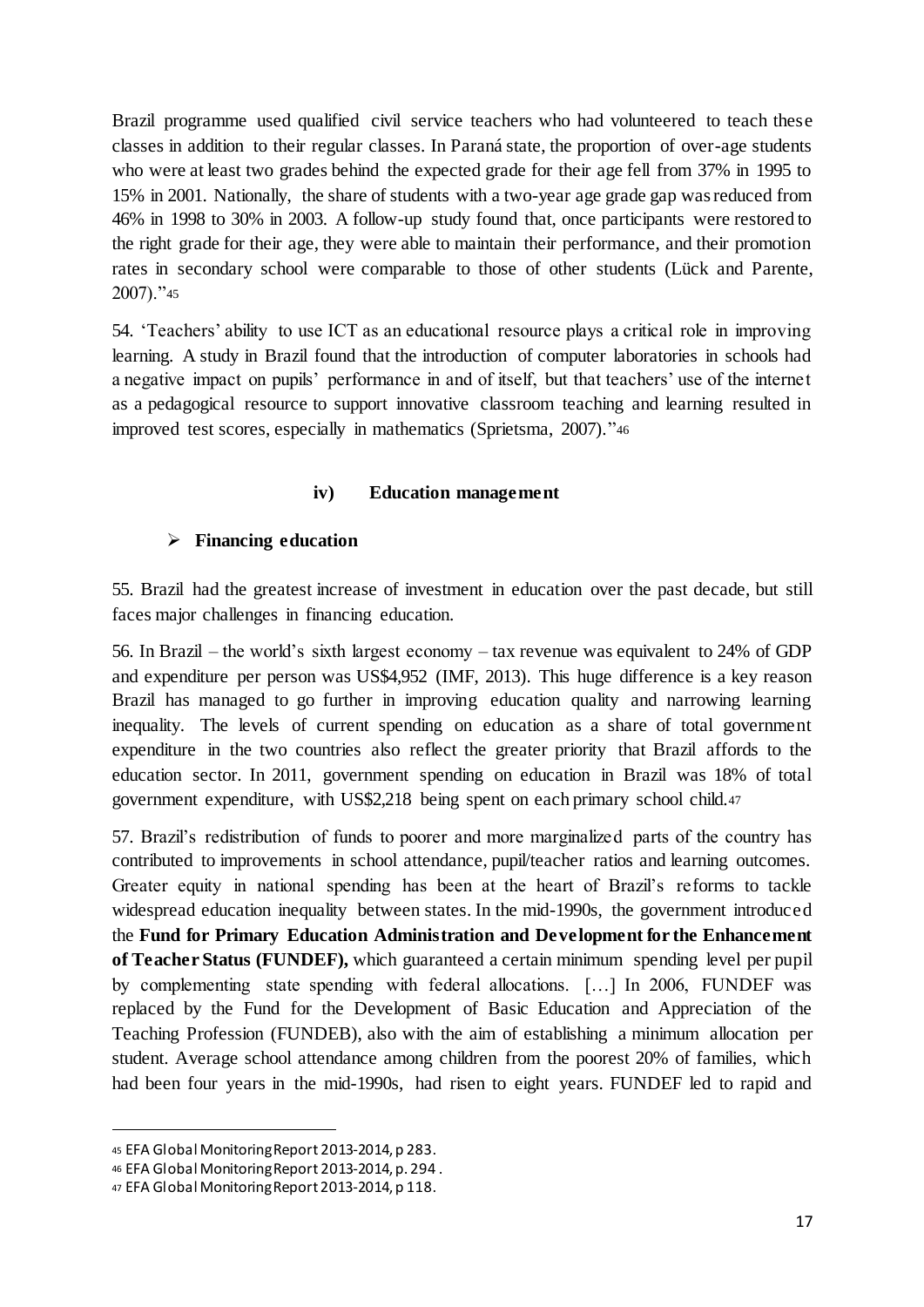Brazil programme used qualified civil service teachers who had volunteered to teach these classes in addition to their regular classes. In Paraná state, the proportion of over-age students who were at least two grades behind the expected grade for their age fell from 37% in 1995 to 15% in 2001. Nationally, the share of students with a two-year age grade gap was reduced from 46% in 1998 to 30% in 2003. A follow-up study found that, once participants were restored to the right grade for their age, they were able to maintain their performance, and their promotion rates in secondary school were comparable to those of other students (Lück and Parente, 2007)."[45]

54. 'Teachers' ability to use ICT as an educational resource plays a critical role in improving learning. A study in Brazil found that the introduction of computer laboratories in schools had a negative impact on pupils' performance in and of itself, but that teachers' use of the internet as a pedagogical resource to support innovative classroom teaching and learning resulted in improved test scores, especially in mathematics (Sprietsma, 2007)."[46]

### iv) Education management

- **Financing education**

55. Brazil had the greatest increase of investment in education over the past decade, but still faces major challenges in financing education.

56. In Brazil – the world's sixth largest economy – tax revenue was equivalent to 24% of GDP and expenditure per person was US$4,952 (IMF, 2013). This huge difference is a key reason Brazil has managed to go further in improving education quality and narrowing learning inequality. The levels of current spending on education as a share of total government expenditure in the two countries also reflect the greater priority that Brazil affords to the education sector. In 2011, government spending on education in Brazil was 18% of total government expenditure, with US$2,218 being spent on each primary school child.[47]

57. Brazil's redistribution of funds to poorer and more marginalized parts of the country has contributed to improvements in school attendance, pupil/teacher ratios and learning outcomes. Greater equity in national spending has been at the heart of Brazil's reforms to tackle widespread education inequality between states. In the mid-1990s, the government introduced the **Fund for Primary Education Administration and Development for the Enhancement of Teacher Status (FUNDEF),** which guaranteed a certain minimum spending level per pupil by complementing state spending with federal allocations. […] In 2006, FUNDEF was replaced by the Fund for the Development of Basic Education and Appreciation of the Teaching Profession (FUNDEB), also with the aim of establishing a minimum allocation per student. Average school attendance among children from the poorest 20% of families, which had been four years in the mid-1990s, had risen to eight years. FUNDEF led to rapid and

---

[45] EFA Global Monitoring Report 2013-2014, p 283.

[46] EFA Global Monitoring Report 2013-2014, p. 294 .

[47] EFA Global Monitoring Report 2013-2014, p 118.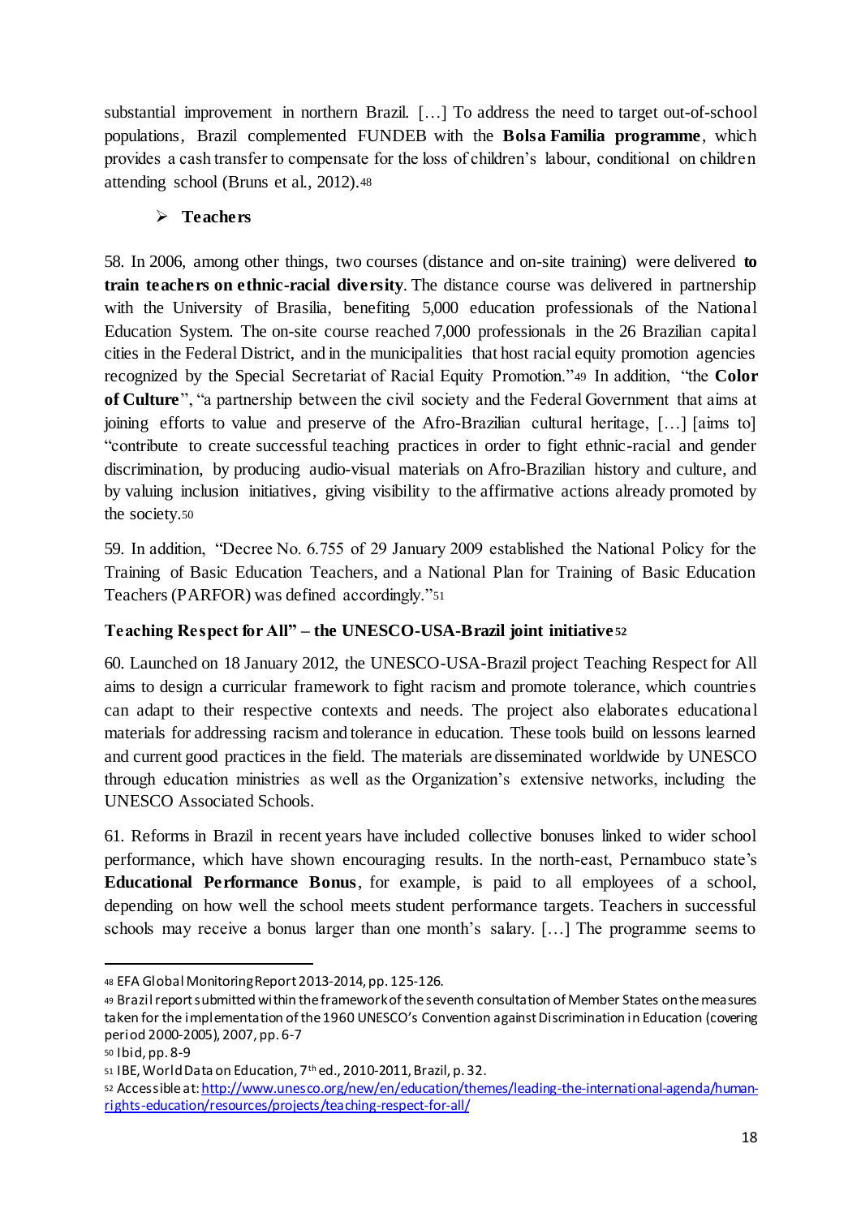substantial improvement in northern Brazil. […] To address the need to target out-of-school populations, Brazil complemented FUNDEB with the **Bolsa Familia programme**, which provides a cash transfer to compensate for the loss of children's labour, conditional on children attending school (Bruns et al., 2012).[48]

- **Teachers**

58. In 2006, among other things, two courses (distance and on-site training) were delivered **to train teachers on ethnic-racial diversity**. The distance course was delivered in partnership with the University of Brasilia, benefiting 5,000 education professionals of the National Education System. The on-site course reached 7,000 professionals in the 26 Brazilian capital cities in the Federal District, and in the municipalities that host racial equity promotion agencies recognized by the Special Secretariat of Racial Equity Promotion."[49] In addition, "the **Color of Culture**", "a partnership between the civil society and the Federal Government that aims at joining efforts to value and preserve of the Afro-Brazilian cultural heritage, […] [aims to] "contribute to create successful teaching practices in order to fight ethnic-racial and gender discrimination, by producing audio-visual materials on Afro-Brazilian history and culture, and by valuing inclusion initiatives, giving visibility to the affirmative actions already promoted by the society.[50]

59. In addition, "Decree No. 6.755 of 29 January 2009 established the National Policy for the Training of Basic Education Teachers, and a National Plan for Training of Basic Education Teachers (PARFOR) was defined accordingly."[51]

**Teaching Respect for All" – the UNESCO-USA-Brazil joint initiative**[52]

60. Launched on 18 January 2012, the UNESCO-USA-Brazil project Teaching Respect for All aims to design a curricular framework to fight racism and promote tolerance, which countries can adapt to their respective contexts and needs. The project also elaborates educational materials for addressing racism and tolerance in education. These tools build on lessons learned and current good practices in the field. The materials are disseminated worldwide by UNESCO through education ministries as well as the Organization's extensive networks, including the UNESCO Associated Schools.

61. Reforms in Brazil in recent years have included collective bonuses linked to wider school performance, which have shown encouraging results. In the north-east, Pernambuco state's **Educational Performance Bonus**, for example, is paid to all employees of a school, depending on how well the school meets student performance targets. Teachers in successful schools may receive a bonus larger than one month's salary. […] The programme seems to

---

[48] EFA Global Monitoring Report 2013-2014, pp. 125-126.

[49] Brazil report submitted within the framework of the seventh consultation of Member States on the measures taken for the implementation of the 1960 UNESCO's Convention against Discrimination in Education (covering period 2000-2005), 2007, pp. 6-7

[50] Ibid, pp. 8-9

[51] IBE, World Data on Education, 7th ed., 2010-2011, Brazil, p. 32.

[52] Accessible at: http://www.unesco.org/new/en/education/themes/leading-the-international-agenda/human-rights-education/resources/projects/teaching-respect-for-all/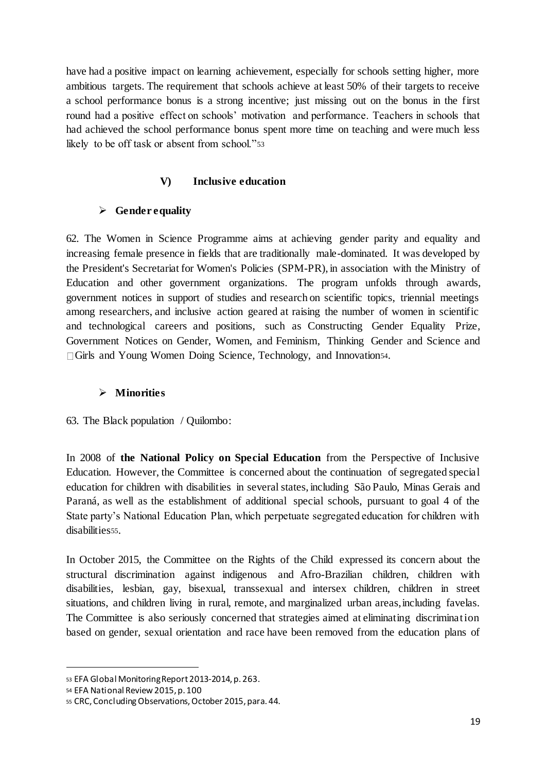have had a positive impact on learning achievement, especially for schools setting higher, more ambitious targets. The requirement that schools achieve at least 50% of their targets to receive a school performance bonus is a strong incentive; just missing out on the bonus in the first round had a positive effect on schools' motivation and performance. Teachers in schools that had achieved the school performance bonus spent more time on teaching and were much less likely to be off task or absent from school."[53]

## V) Inclusive education

- **Gender equality**

62. The Women in Science Programme aims at achieving gender parity and equality and increasing female presence in fields that are traditionally male-dominated. It was developed by the President's Secretariat for Women's Policies (SPM-PR), in association with the Ministry of Education and other government organizations. The program unfolds through awards, government notices in support of studies and research on scientific topics, triennial meetings among researchers, and inclusive action geared at raising the number of women in scientific and technological careers and positions, such as Constructing Gender Equality Prize, Government Notices on Gender, Women, and Feminism, Thinking Gender and Science and Girls and Young Women Doing Science, Technology, and Innovation[54].

- **Minorities**

63. The Black population / Quilombo:

In 2008 of **the National Policy on Special Education** from the Perspective of Inclusive Education. However, the Committee is concerned about the continuation of segregated special education for children with disabilities in several states, including São Paulo, Minas Gerais and Paraná, as well as the establishment of additional special schools, pursuant to goal 4 of the State party's National Education Plan, which perpetuate segregated education for children with disabilities[55].

In October 2015, the Committee on the Rights of the Child expressed its concern about the structural discrimination against indigenous and Afro-Brazilian children, children with disabilities, lesbian, gay, bisexual, transsexual and intersex children, children in street situations, and children living in rural, remote, and marginalized urban areas, including favelas. The Committee is also seriously concerned that strategies aimed at eliminating discrimination based on gender, sexual orientation and race have been removed from the education plans of

---

[53] EFA Global Monitoring Report 2013-2014, p. 263.

[54] EFA National Review 2015, p. 100

[55] CRC, Concluding Observations, October 2015, para. 44.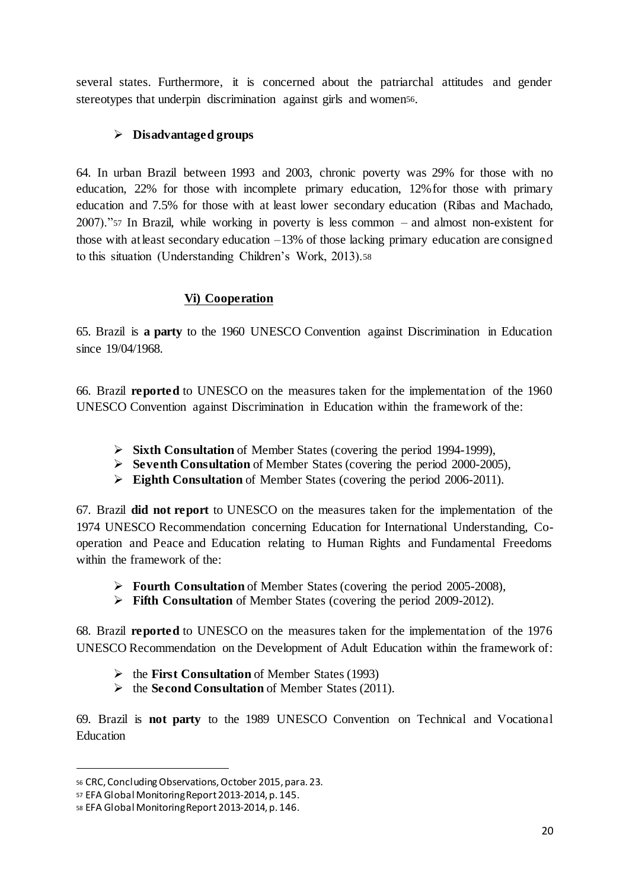several states. Furthermore, it is concerned about the patriarchal attitudes and gender stereotypes that underpin discrimination against girls and women[56].

- **Disadvantaged groups**

64. In urban Brazil between 1993 and 2003, chronic poverty was 29% for those with no education, 22% for those with incomplete primary education, 12% for those with primary education and 7.5% for those with at least lower secondary education (Ribas and Machado, 2007)."[57] In Brazil, while working in poverty is less common – and almost non-existent for those with at least secondary education –13% of those lacking primary education are consigned to this situation (Understanding Children's Work, 2013).[58]

### Vi) Cooperation

65. Brazil is **a party** to the 1960 UNESCO Convention against Discrimination in Education since 19/04/1968.

66. Brazil **reported** to UNESCO on the measures taken for the implementation of the 1960 UNESCO Convention against Discrimination in Education within the framework of the:

- **Sixth Consultation** of Member States (covering the period 1994-1999),
- **Seventh Consultation** of Member States (covering the period 2000-2005),
- **Eighth Consultation** of Member States (covering the period 2006-2011).

67. Brazil **did not report** to UNESCO on the measures taken for the implementation of the 1974 UNESCO Recommendation concerning Education for International Understanding, Co-operation and Peace and Education relating to Human Rights and Fundamental Freedoms within the framework of the:

- **Fourth Consultation** of Member States (covering the period 2005-2008),
- **Fifth Consultation** of Member States (covering the period 2009-2012).

68. Brazil **reported** to UNESCO on the measures taken for the implementation of the 1976 UNESCO Recommendation on the Development of Adult Education within the framework of:

- the **First Consultation** of Member States (1993)
- the **Second Consultation** of Member States (2011).

69. Brazil is **not party** to the 1989 UNESCO Convention on Technical and Vocational Education

---

[56] CRC, Concluding Observations, October 2015, para. 23.

[57] EFA Global Monitoring Report 2013-2014, p. 145.

[58] EFA Global Monitoring Report 2013-2014, p. 146.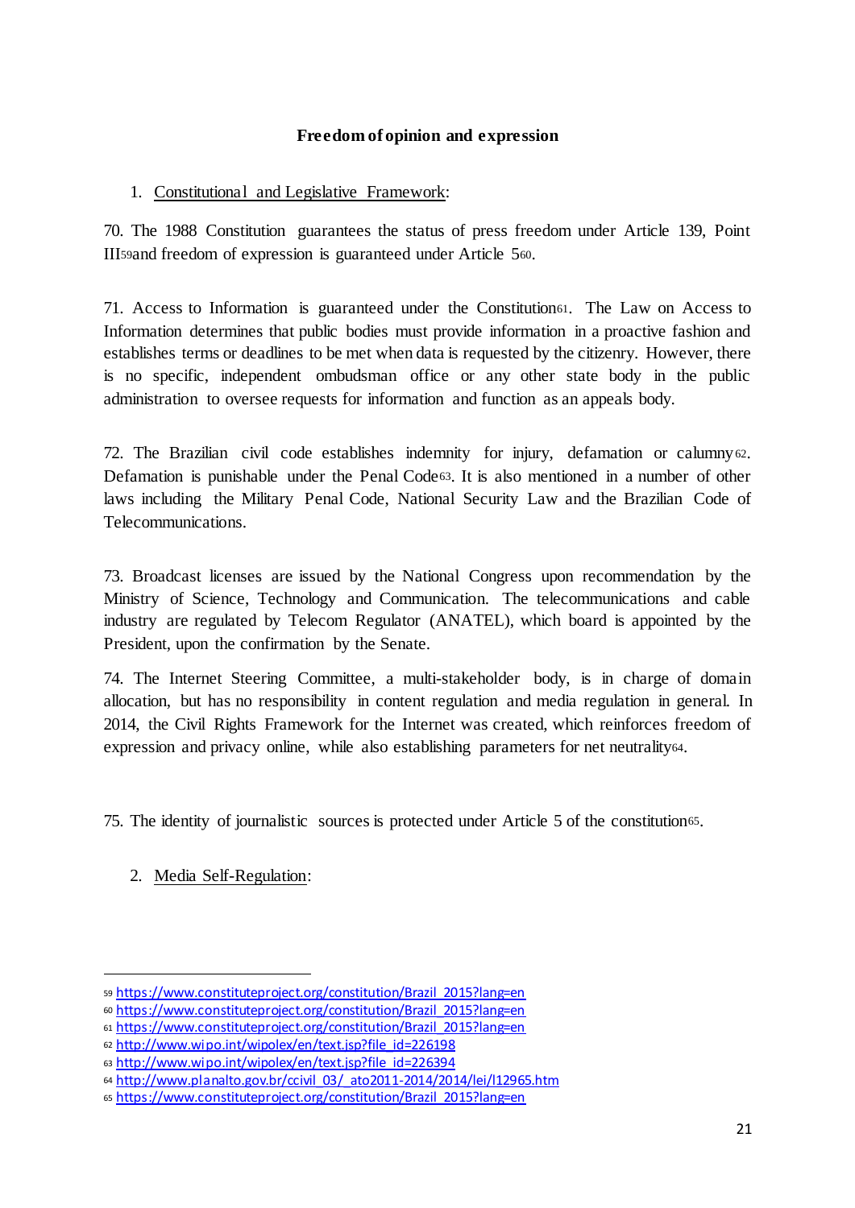**Freedom of opinion and expression**

1. Constitutional and Legislative Framework:

70. The 1988 Constitution guarantees the status of press freedom under Article 139, Point III[59] and freedom of expression is guaranteed under Article 5[60].

71. Access to Information is guaranteed under the Constitution[61]. The Law on Access to Information determines that public bodies must provide information in a proactive fashion and establishes terms or deadlines to be met when data is requested by the citizenry. However, there is no specific, independent ombudsman office or any other state body in the public administration to oversee requests for information and function as an appeals body.

72. The Brazilian civil code establishes indemnity for injury, defamation or calumny[62]. Defamation is punishable under the Penal Code[63]. It is also mentioned in a number of other laws including the Military Penal Code, National Security Law and the Brazilian Code of Telecommunications.

73. Broadcast licenses are issued by the National Congress upon recommendation by the Ministry of Science, Technology and Communication. The telecommunications and cable industry are regulated by Telecom Regulator (ANATEL), which board is appointed by the President, upon the confirmation by the Senate.

74. The Internet Steering Committee, a multi-stakeholder body, is in charge of domain allocation, but has no responsibility in content regulation and media regulation in general. In 2014, the Civil Rights Framework for the Internet was created, which reinforces freedom of expression and privacy online, while also establishing parameters for net neutrality[64].

75. The identity of journalistic sources is protected under Article 5 of the constitution[65].

2. Media Self-Regulation:

---

[59] https://www.constituteproject.org/constitution/Brazil_2015?lang=en
[60] https://www.constituteproject.org/constitution/Brazil_2015?lang=en
[61] https://www.constituteproject.org/constitution/Brazil_2015?lang=en
[62] http://www.wipo.int/wipolex/en/text.jsp?file_id=226198
[63] http://www.wipo.int/wipolex/en/text.jsp?file_id=226394
[64] http://www.planalto.gov.br/ccivil_03/_ato2011-2014/2014/lei/l12965.htm
[65] https://www.constituteproject.org/constitution/Brazil_2015?lang=en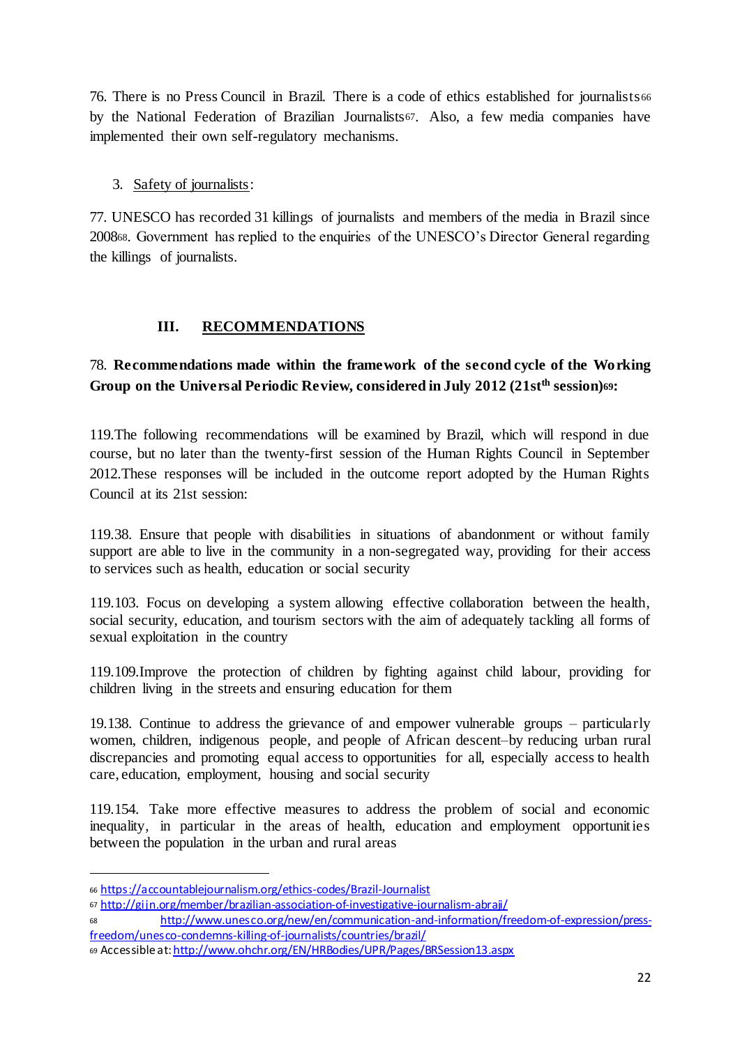76. There is no Press Council in Brazil. There is a code of ethics established for journalists[66] by the National Federation of Brazilian Journalists[67]. Also, a few media companies have implemented their own self-regulatory mechanisms.

3. Safety of journalists:

77. UNESCO has recorded 31 killings of journalists and members of the media in Brazil since 2008[68]. Government has replied to the enquiries of the UNESCO's Director General regarding the killings of journalists.

## III. RECOMMENDATIONS

**78. Recommendations made within the framework of the second cycle of the Working Group on the Universal Periodic Review, considered in July 2012 (21st[th] session)[69]:**

119.The following recommendations will be examined by Brazil, which will respond in due course, but no later than the twenty-first session of the Human Rights Council in September 2012.These responses will be included in the outcome report adopted by the Human Rights Council at its 21st session:

119.38. Ensure that people with disabilities in situations of abandonment or without family support are able to live in the community in a non-segregated way, providing for their access to services such as health, education or social security

119.103. Focus on developing a system allowing effective collaboration between the health, social security, education, and tourism sectors with the aim of adequately tackling all forms of sexual exploitation in the country

119.109.Improve the protection of children by fighting against child labour, providing for children living in the streets and ensuring education for them

19.138. Continue to address the grievance of and empower vulnerable groups – particularly women, children, indigenous people, and people of African descent–by reducing urban rural discrepancies and promoting equal access to opportunities for all, especially access to health care, education, employment, housing and social security

119.154. Take more effective measures to address the problem of social and economic inequality, in particular in the areas of health, education and employment opportunities between the population in the urban and rural areas

---

[66] https://accountablejournalism.org/ethics-codes/Brazil-Journalist

[67] http://gijn.org/member/brazilian-association-of-investigative-journalism-abraji/

[68] http://www.unesco.org/new/en/communication-and-information/freedom-of-expression/press-freedom/unesco-condemns-killing-of-journalists/countries/brazil/

[69] Accessible at: http://www.ohchr.org/EN/HRBodies/UPR/Pages/BRSession13.aspx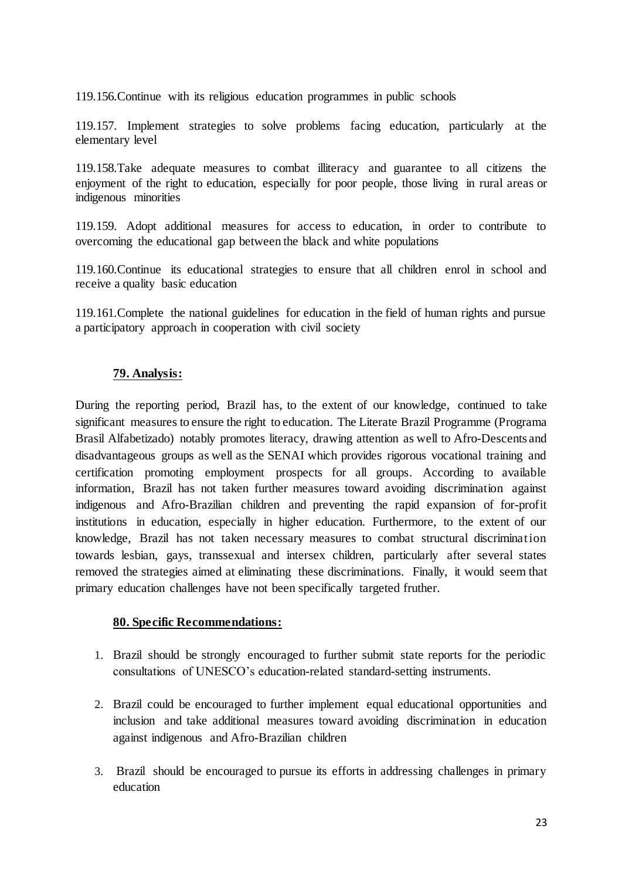119.156.Continue with its religious education programmes in public schools

119.157. Implement strategies to solve problems facing education, particularly at the elementary level

119.158.Take adequate measures to combat illiteracy and guarantee to all citizens the enjoyment of the right to education, especially for poor people, those living in rural areas or indigenous minorities

119.159. Adopt additional measures for access to education, in order to contribute to overcoming the educational gap between the black and white populations

119.160.Continue its educational strategies to ensure that all children enrol in school and receive a quality basic education

119.161.Complete the national guidelines for education in the field of human rights and pursue a participatory approach in cooperation with civil society

**79. Analysis:**

During the reporting period, Brazil has, to the extent of our knowledge, continued to take significant measures to ensure the right to education. The Literate Brazil Programme (Programa Brasil Alfabetizado) notably promotes literacy, drawing attention as well to Afro-Descents and disadvantageous groups as well as the SENAI which provides rigorous vocational training and certification promoting employment prospects for all groups. According to available information, Brazil has not taken further measures toward avoiding discrimination against indigenous and Afro-Brazilian children and preventing the rapid expansion of for-profit institutions in education, especially in higher education. Furthermore, to the extent of our knowledge, Brazil has not taken necessary measures to combat structural discrimination towards lesbian, gays, transsexual and intersex children, particularly after several states removed the strategies aimed at eliminating these discriminations. Finally, it would seem that primary education challenges have not been specifically targeted fruther.

**80. Specific Recommendations:**

1. Brazil should be strongly encouraged to further submit state reports for the periodic consultations of UNESCO's education-related standard-setting instruments.
2. Brazil could be encouraged to further implement equal educational opportunities and inclusion and take additional measures toward avoiding discrimination in education against indigenous and Afro-Brazilian children
3. Brazil should be encouraged to pursue its efforts in addressing challenges in primary education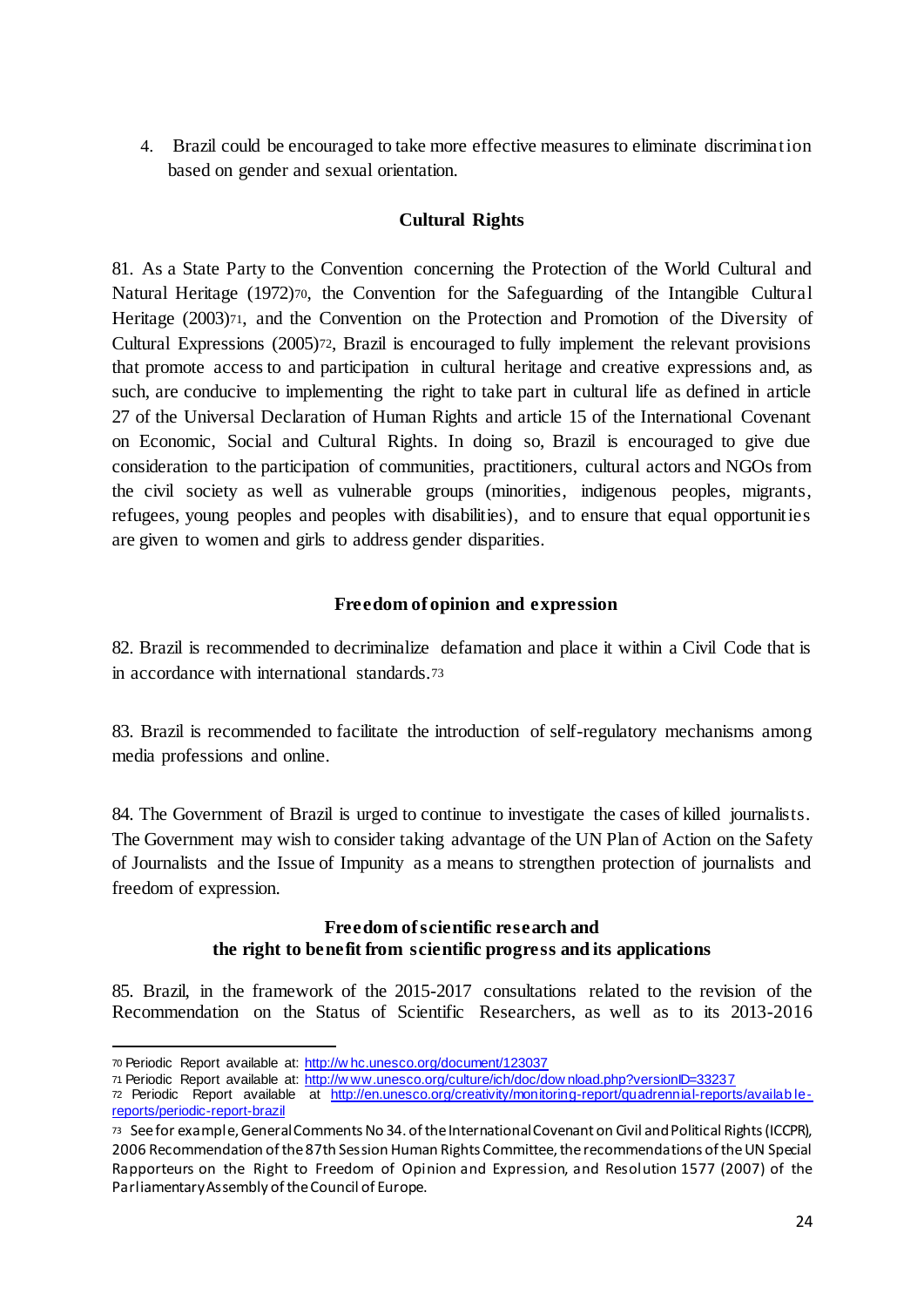4. Brazil could be encouraged to take more effective measures to eliminate discrimination based on gender and sexual orientation.

### Cultural Rights

81. As a State Party to the Convention concerning the Protection of the World Cultural and Natural Heritage (1972)[70], the Convention for the Safeguarding of the Intangible Cultural Heritage (2003)[71], and the Convention on the Protection and Promotion of the Diversity of Cultural Expressions (2005)[72], Brazil is encouraged to fully implement the relevant provisions that promote access to and participation in cultural heritage and creative expressions and, as such, are conducive to implementing the right to take part in cultural life as defined in article 27 of the Universal Declaration of Human Rights and article 15 of the International Covenant on Economic, Social and Cultural Rights. In doing so, Brazil is encouraged to give due consideration to the participation of communities, practitioners, cultural actors and NGOs from the civil society as well as vulnerable groups (minorities, indigenous peoples, migrants, refugees, young peoples and peoples with disabilities), and to ensure that equal opportunities are given to women and girls to address gender disparities.

### Freedom of opinion and expression

82. Brazil is recommended to decriminalize defamation and place it within a Civil Code that is in accordance with international standards.[73]

83. Brazil is recommended to facilitate the introduction of self-regulatory mechanisms among media professions and online.

84. The Government of Brazil is urged to continue to investigate the cases of killed journalists. The Government may wish to consider taking advantage of the UN Plan of Action on the Safety of Journalists and the Issue of Impunity as a means to strengthen protection of journalists and freedom of expression.

### Freedom of scientific research and the right to benefit from scientific progress and its applications

85. Brazil, in the framework of the 2015-2017 consultations related to the revision of the Recommendation on the Status of Scientific Researchers, as well as to its 2013-2016

---

[70] Periodic Report available at: http://whc.unesco.org/document/123037

[71] Periodic Report available at: http://www.unesco.org/culture/ich/doc/download.php?versionID=33237

[72] Periodic Report available at http://en.unesco.org/creativity/monitoring-report/quadrennial-reports/available-reports/periodic-report-brazil

[73] See for example, General Comments No 34. of the International Covenant on Civil and Political Rights (ICCPR), 2006 Recommendation of the 87th Session Human Rights Committee, the recommendations of the UN Special Rapporteurs on the Right to Freedom of Opinion and Expression, and Resolution 1577 (2007) of the Parliamentary Assembly of the Council of Europe.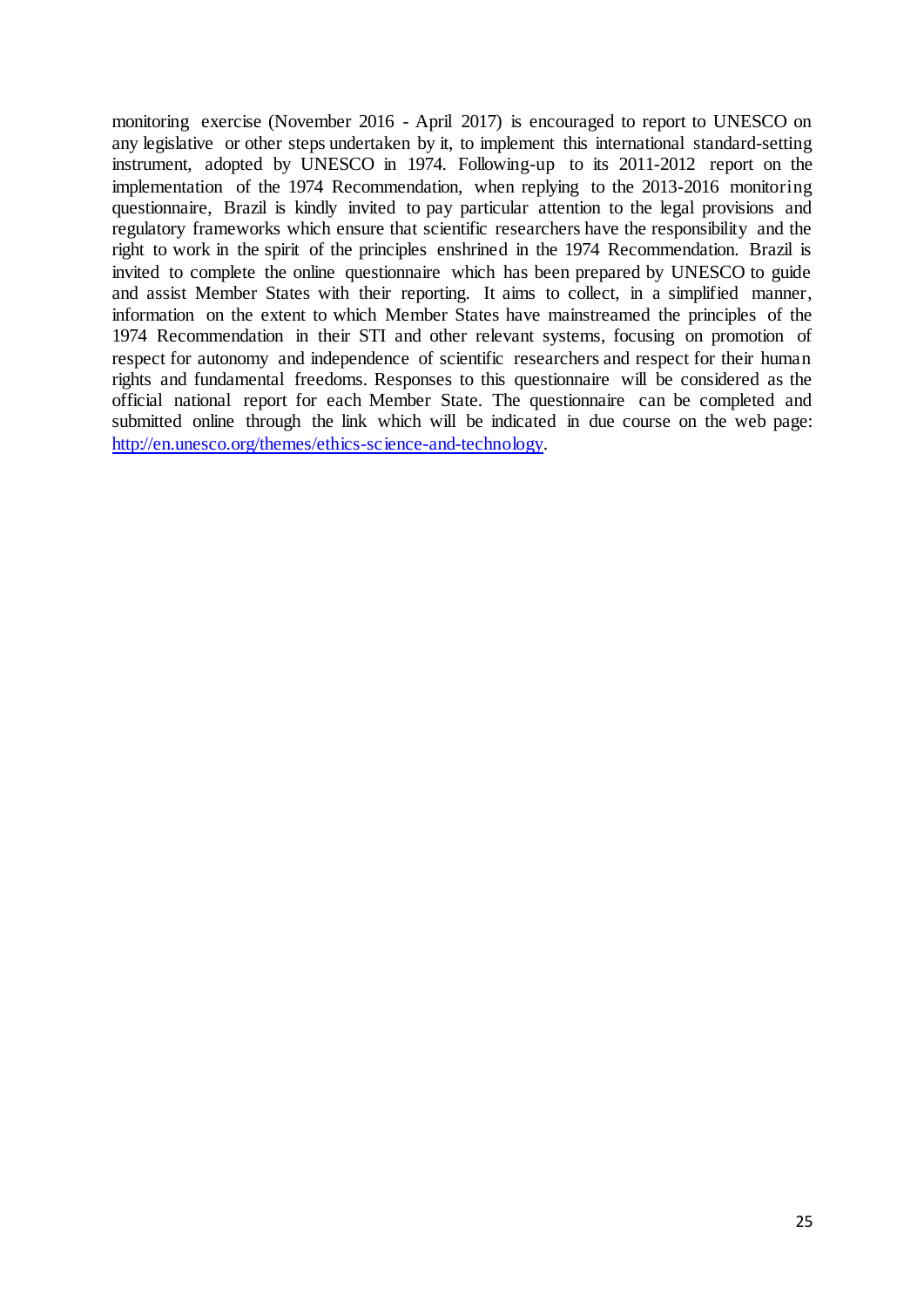monitoring exercise (November 2016 - April 2017) is encouraged to report to UNESCO on any legislative or other steps undertaken by it, to implement this international standard-setting instrument, adopted by UNESCO in 1974. Following-up to its 2011-2012 report on the implementation of the 1974 Recommendation, when replying to the 2013-2016 monitoring questionnaire, Brazil is kindly invited to pay particular attention to the legal provisions and regulatory frameworks which ensure that scientific researchers have the responsibility and the right to work in the spirit of the principles enshrined in the 1974 Recommendation. Brazil is invited to complete the online questionnaire which has been prepared by UNESCO to guide and assist Member States with their reporting. It aims to collect, in a simplified manner, information on the extent to which Member States have mainstreamed the principles of the 1974 Recommendation in their STI and other relevant systems, focusing on promotion of respect for autonomy and independence of scientific researchers and respect for their human rights and fundamental freedoms. Responses to this questionnaire will be considered as the official national report for each Member State. The questionnaire can be completed and submitted online through the link which will be indicated in due course on the web page: [http://en.unesco.org/themes/ethics-science-and-technology](http://en.unesco.org/themes/ethics-science-and-technology).